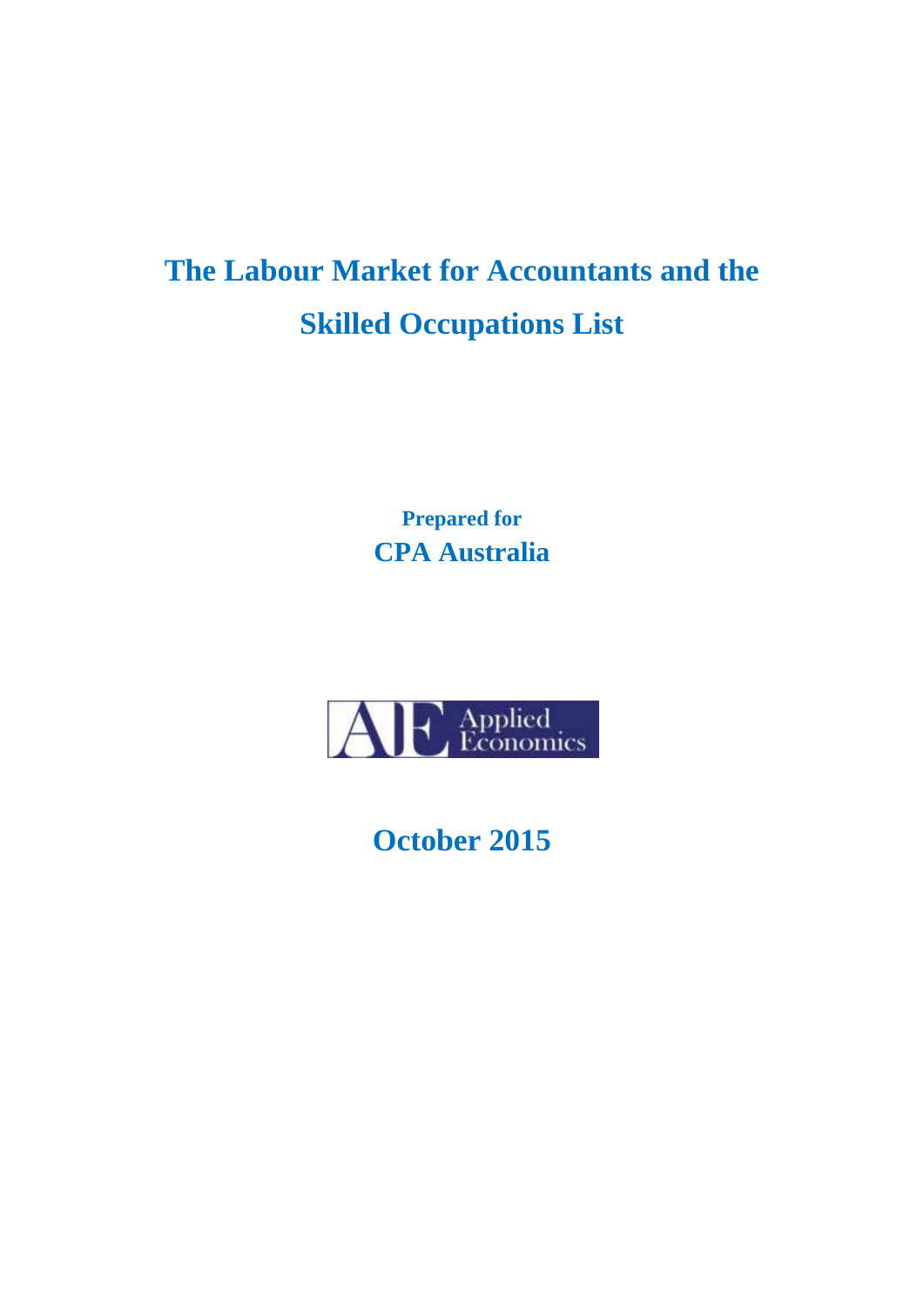# The Labour Market for Accountants and the Skilled Occupations List

**Prepared for**

**CPA Australia**

Applied Economics

**October 2015**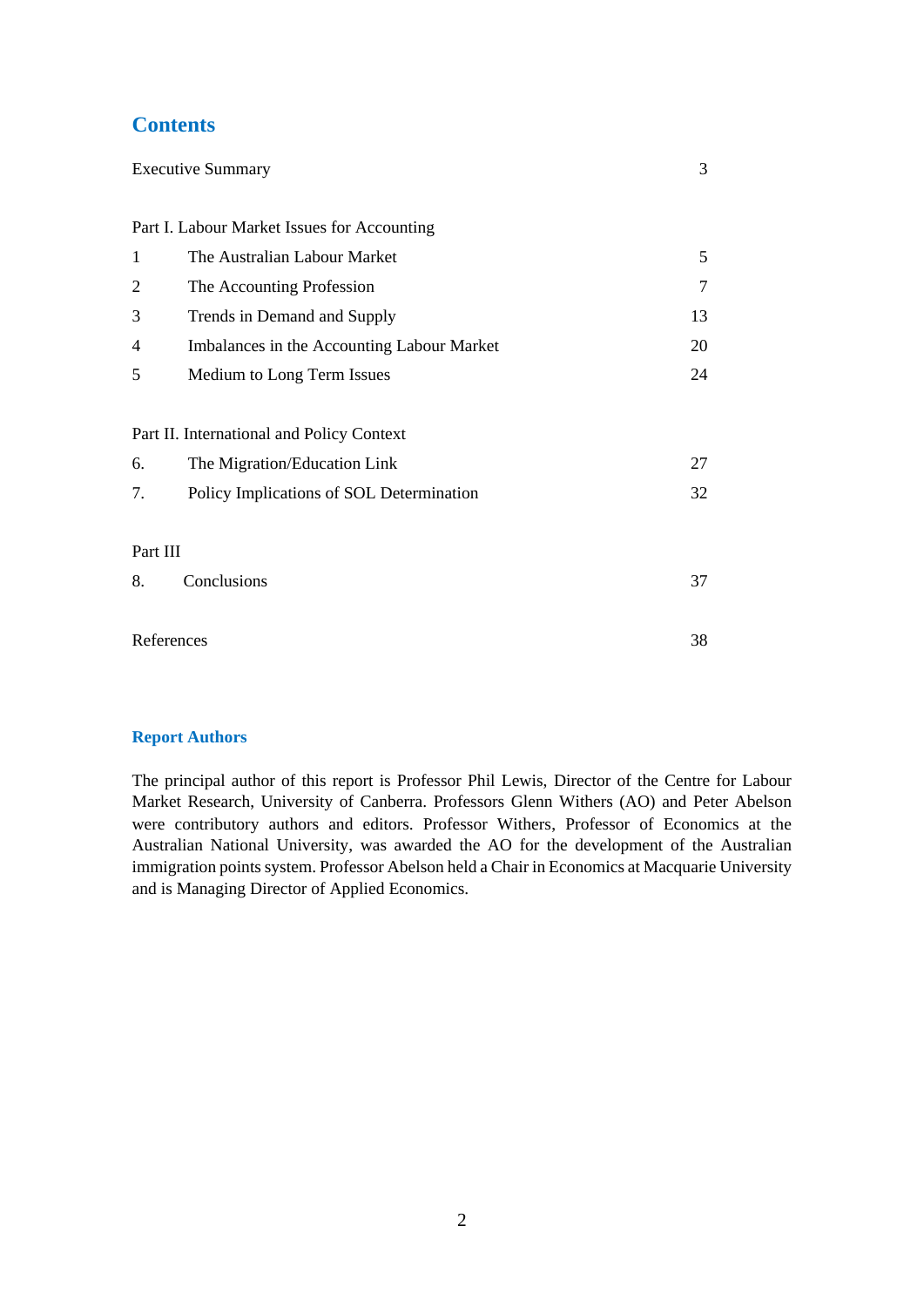## Contents

| | | |
|---|---|---|
| Executive Summary | | 3 |
| **Part I. Labour Market Issues for Accounting** | | |
| 1 | The Australian Labour Market | 5 |
| 2 | The Accounting Profession | 7 |
| 3 | Trends in Demand and Supply | 13 |
| 4 | Imbalances in the Accounting Labour Market | 20 |
| 5 | Medium to Long Term Issues | 24 |
| **Part II. International and Policy Context** | | |
| 6. | The Migration/Education Link | 27 |
| 7. | Policy Implications of SOL Determination | 32 |
| **Part III** | | |
| 8. | Conclusions | 37 |
| References | | 38 |

### Report Authors

The principal author of this report is Professor Phil Lewis, Director of the Centre for Labour Market Research, University of Canberra. Professors Glenn Withers (AO) and Peter Abelson were contributory authors and editors. Professor Withers, Professor of Economics at the Australian National University, was awarded the AO for the development of the Australian immigration points system. Professor Abelson held a Chair in Economics at Macquarie University and is Managing Director of Applied Economics.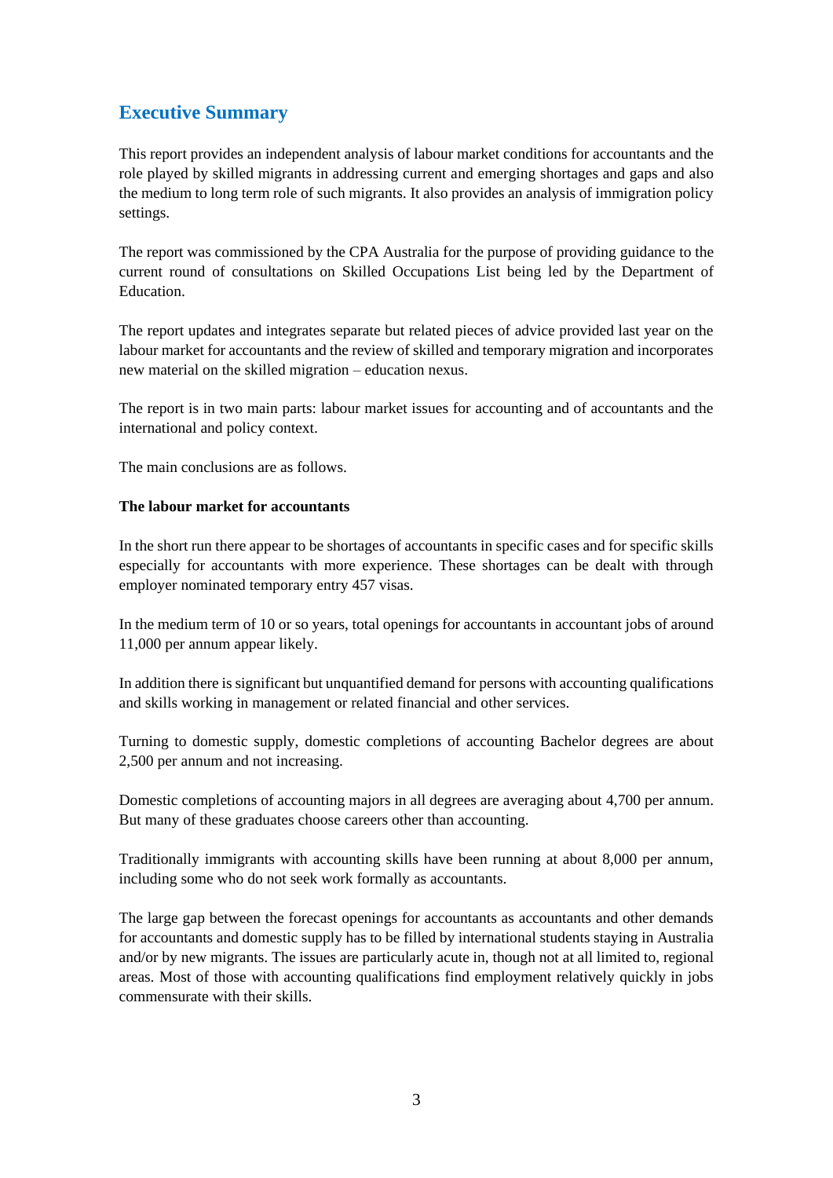## Executive Summary

This report provides an independent analysis of labour market conditions for accountants and the role played by skilled migrants in addressing current and emerging shortages and gaps and also the medium to long term role of such migrants. It also provides an analysis of immigration policy settings.

The report was commissioned by the CPA Australia for the purpose of providing guidance to the current round of consultations on Skilled Occupations List being led by the Department of Education.

The report updates and integrates separate but related pieces of advice provided last year on the labour market for accountants and the review of skilled and temporary migration and incorporates new material on the skilled migration – education nexus.

The report is in two main parts: labour market issues for accounting and of accountants and the international and policy context.

The main conclusions are as follows.

**The labour market for accountants**

In the short run there appear to be shortages of accountants in specific cases and for specific skills especially for accountants with more experience. These shortages can be dealt with through employer nominated temporary entry 457 visas.

In the medium term of 10 or so years, total openings for accountants in accountant jobs of around 11,000 per annum appear likely.

In addition there is significant but unquantified demand for persons with accounting qualifications and skills working in management or related financial and other services.

Turning to domestic supply, domestic completions of accounting Bachelor degrees are about 2,500 per annum and not increasing.

Domestic completions of accounting majors in all degrees are averaging about 4,700 per annum. But many of these graduates choose careers other than accounting.

Traditionally immigrants with accounting skills have been running at about 8,000 per annum, including some who do not seek work formally as accountants.

The large gap between the forecast openings for accountants as accountants and other demands for accountants and domestic supply has to be filled by international students staying in Australia and/or by new migrants. The issues are particularly acute in, though not at all limited to, regional areas. Most of those with accounting qualifications find employment relatively quickly in jobs commensurate with their skills.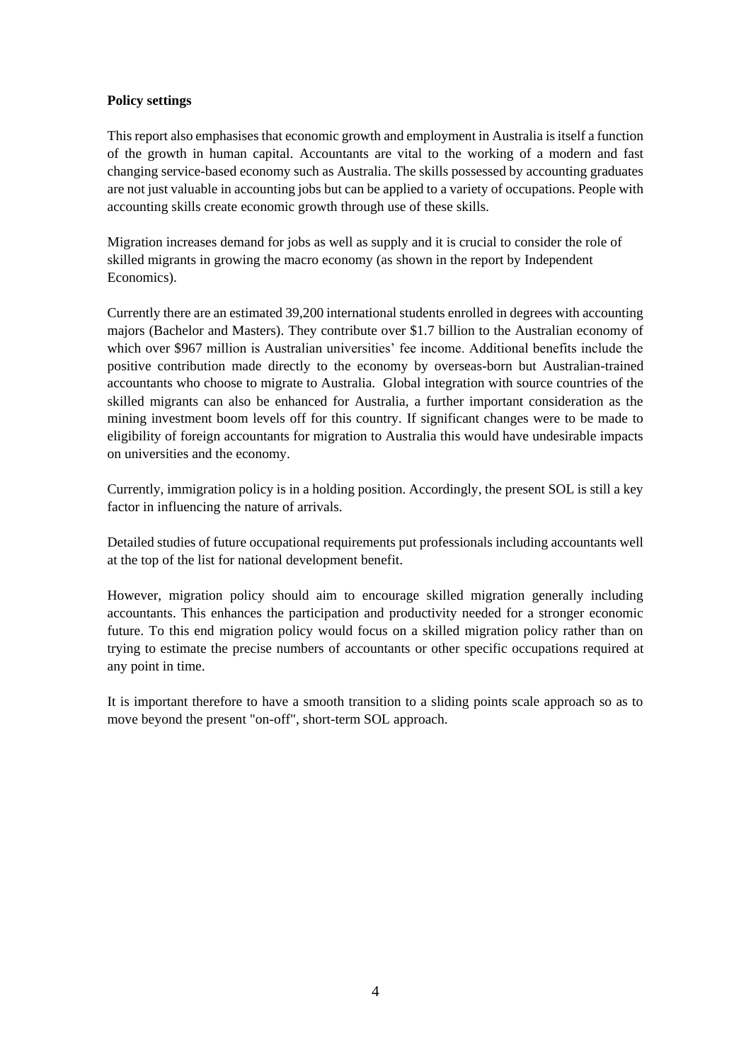**Policy settings**

This report also emphasises that economic growth and employment in Australia is itself a function of the growth in human capital. Accountants are vital to the working of a modern and fast changing service-based economy such as Australia. The skills possessed by accounting graduates are not just valuable in accounting jobs but can be applied to a variety of occupations. People with accounting skills create economic growth through use of these skills.

Migration increases demand for jobs as well as supply and it is crucial to consider the role of skilled migrants in growing the macro economy (as shown in the report by Independent Economics).

Currently there are an estimated 39,200 international students enrolled in degrees with accounting majors (Bachelor and Masters). They contribute over $1.7 billion to the Australian economy of which over $967 million is Australian universities' fee income. Additional benefits include the positive contribution made directly to the economy by overseas-born but Australian-trained accountants who choose to migrate to Australia. Global integration with source countries of the skilled migrants can also be enhanced for Australia, a further important consideration as the mining investment boom levels off for this country. If significant changes were to be made to eligibility of foreign accountants for migration to Australia this would have undesirable impacts on universities and the economy.

Currently, immigration policy is in a holding position. Accordingly, the present SOL is still a key factor in influencing the nature of arrivals.

Detailed studies of future occupational requirements put professionals including accountants well at the top of the list for national development benefit.

However, migration policy should aim to encourage skilled migration generally including accountants. This enhances the participation and productivity needed for a stronger economic future. To this end migration policy would focus on a skilled migration policy rather than on trying to estimate the precise numbers of accountants or other specific occupations required at any point in time.

It is important therefore to have a smooth transition to a sliding points scale approach so as to move beyond the present "on-off", short-term SOL approach.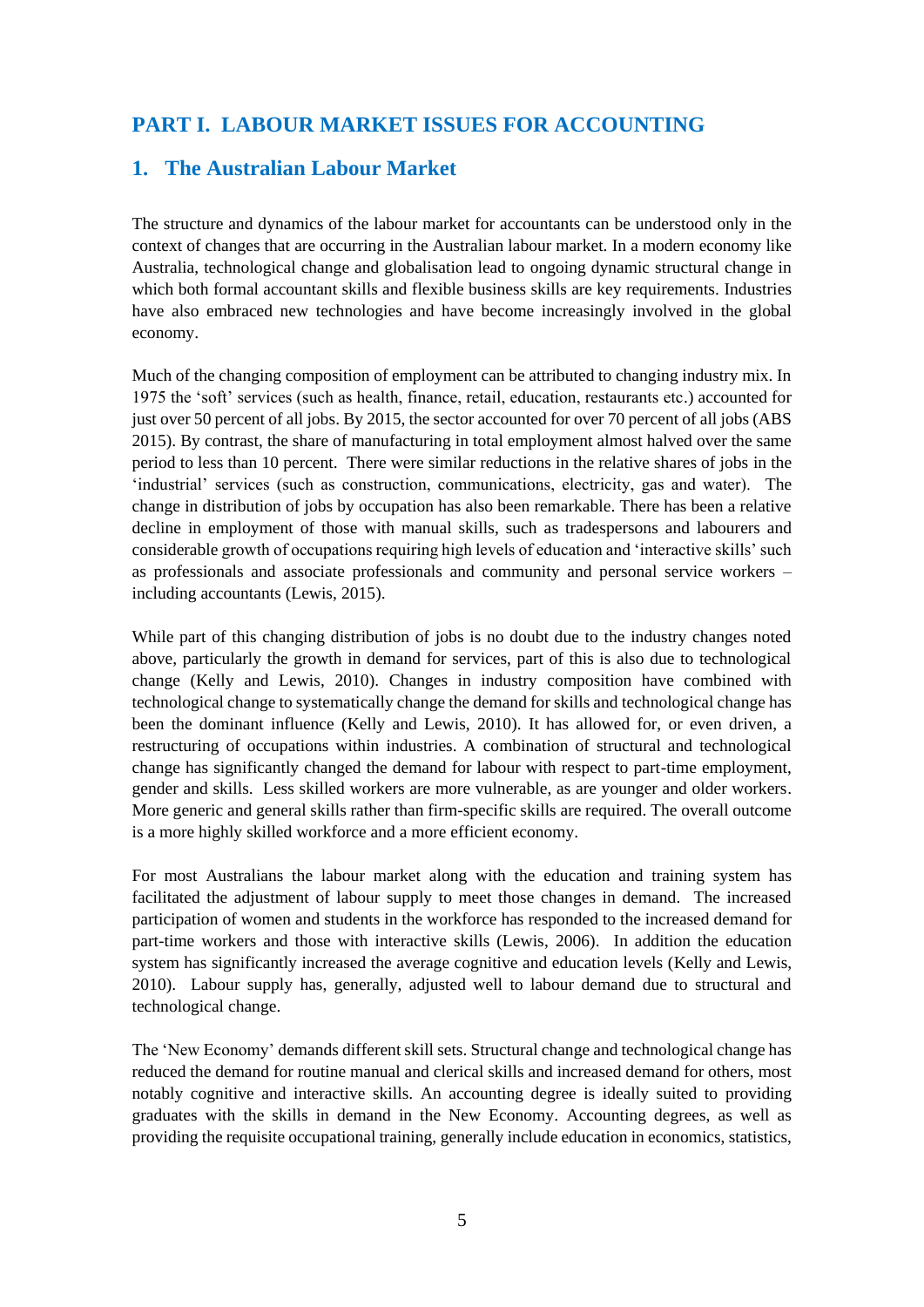# PART I. LABOUR MARKET ISSUES FOR ACCOUNTING

## 1. The Australian Labour Market

The structure and dynamics of the labour market for accountants can be understood only in the context of changes that are occurring in the Australian labour market. In a modern economy like Australia, technological change and globalisation lead to ongoing dynamic structural change in which both formal accountant skills and flexible business skills are key requirements. Industries have also embraced new technologies and have become increasingly involved in the global economy.

Much of the changing composition of employment can be attributed to changing industry mix. In 1975 the 'soft' services (such as health, finance, retail, education, restaurants etc.) accounted for just over 50 percent of all jobs. By 2015, the sector accounted for over 70 percent of all jobs (ABS 2015). By contrast, the share of manufacturing in total employment almost halved over the same period to less than 10 percent. There were similar reductions in the relative shares of jobs in the 'industrial' services (such as construction, communications, electricity, gas and water). The change in distribution of jobs by occupation has also been remarkable. There has been a relative decline in employment of those with manual skills, such as tradespersons and labourers and considerable growth of occupations requiring high levels of education and 'interactive skills' such as professionals and associate professionals and community and personal service workers – including accountants (Lewis, 2015).

While part of this changing distribution of jobs is no doubt due to the industry changes noted above, particularly the growth in demand for services, part of this is also due to technological change (Kelly and Lewis, 2010). Changes in industry composition have combined with technological change to systematically change the demand for skills and technological change has been the dominant influence (Kelly and Lewis, 2010). It has allowed for, or even driven, a restructuring of occupations within industries. A combination of structural and technological change has significantly changed the demand for labour with respect to part-time employment, gender and skills. Less skilled workers are more vulnerable, as are younger and older workers. More generic and general skills rather than firm-specific skills are required. The overall outcome is a more highly skilled workforce and a more efficient economy.

For most Australians the labour market along with the education and training system has facilitated the adjustment of labour supply to meet those changes in demand. The increased participation of women and students in the workforce has responded to the increased demand for part-time workers and those with interactive skills (Lewis, 2006). In addition the education system has significantly increased the average cognitive and education levels (Kelly and Lewis, 2010). Labour supply has, generally, adjusted well to labour demand due to structural and technological change.

The 'New Economy' demands different skill sets. Structural change and technological change has reduced the demand for routine manual and clerical skills and increased demand for others, most notably cognitive and interactive skills. An accounting degree is ideally suited to providing graduates with the skills in demand in the New Economy. Accounting degrees, as well as providing the requisite occupational training, generally include education in economics, statistics,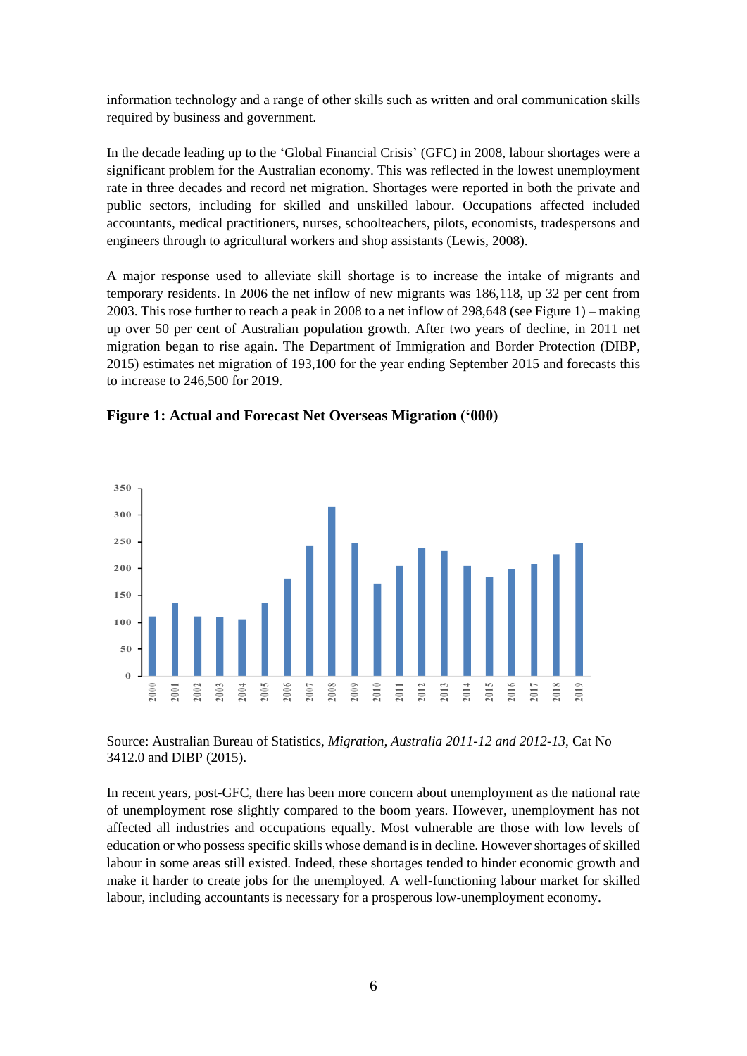information technology and a range of other skills such as written and oral communication skills required by business and government.

In the decade leading up to the 'Global Financial Crisis' (GFC) in 2008, labour shortages were a significant problem for the Australian economy. This was reflected in the lowest unemployment rate in three decades and record net migration. Shortages were reported in both the private and public sectors, including for skilled and unskilled labour. Occupations affected included accountants, medical practitioners, nurses, schoolteachers, pilots, economists, tradespersons and engineers through to agricultural workers and shop assistants (Lewis, 2008).

A major response used to alleviate skill shortage is to increase the intake of migrants and temporary residents. In 2006 the net inflow of new migrants was 186,118, up 32 per cent from 2003. This rose further to reach a peak in 2008 to a net inflow of 298,648 (see Figure 1) – making up over 50 per cent of Australian population growth. After two years of decline, in 2011 net migration began to rise again. The Department of Immigration and Border Protection (DIBP, 2015) estimates net migration of 193,100 for the year ending September 2015 and forecasts this to increase to 246,500 for 2019.

**Figure 1: Actual and Forecast Net Overseas Migration ('000)**

Source: Australian Bureau of Statistics, *Migration, Australia 2011-12 and 2012-13*, Cat No 3412.0 and DIBP (2015).

In recent years, post-GFC, there has been more concern about unemployment as the national rate of unemployment rose slightly compared to the boom years. However, unemployment has not affected all industries and occupations equally. Most vulnerable are those with low levels of education or who possess specific skills whose demand is in decline. However shortages of skilled labour in some areas still existed. Indeed, these shortages tended to hinder economic growth and make it harder to create jobs for the unemployed. A well-functioning labour market for skilled labour, including accountants is necessary for a prosperous low-unemployment economy.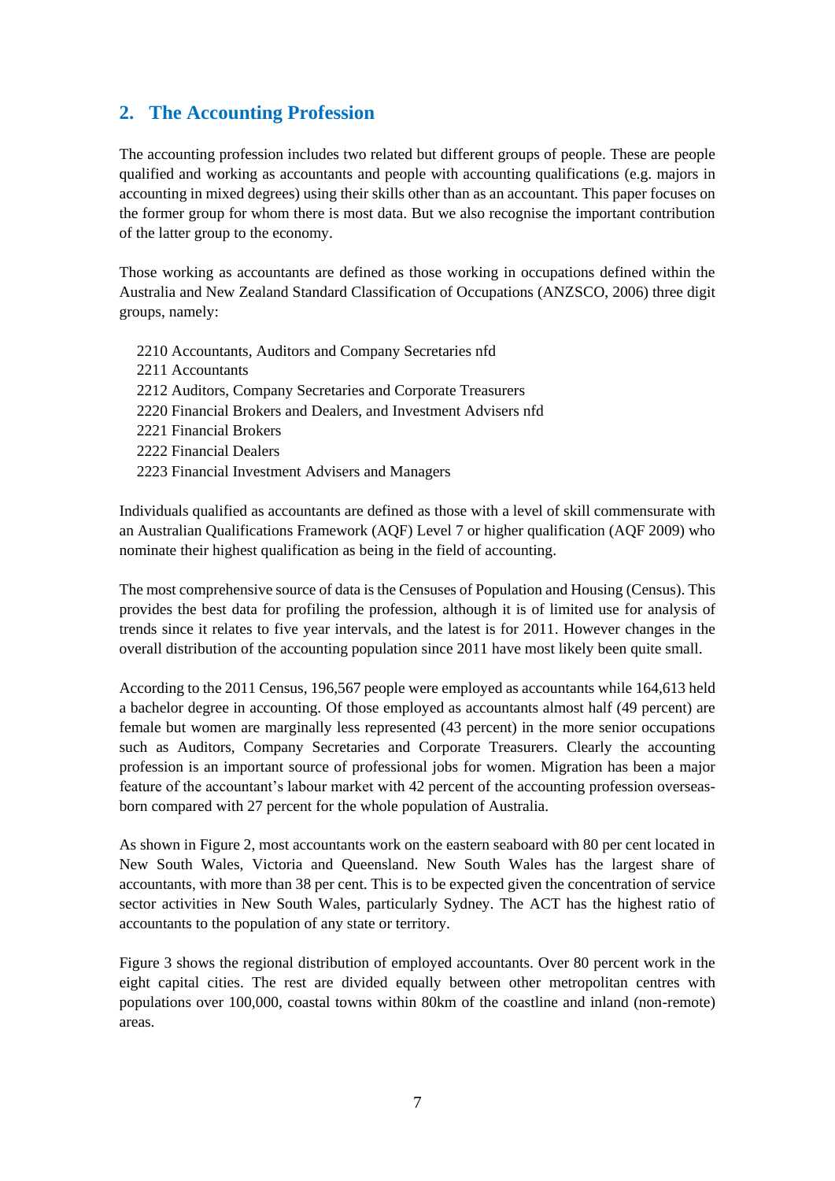## 2. The Accounting Profession

The accounting profession includes two related but different groups of people. These are people qualified and working as accountants and people with accounting qualifications (e.g. majors in accounting in mixed degrees) using their skills other than as an accountant. This paper focuses on the former group for whom there is most data. But we also recognise the important contribution of the latter group to the economy.

Those working as accountants are defined as those working in occupations defined within the Australia and New Zealand Standard Classification of Occupations (ANZSCO, 2006) three digit groups, namely:

2210 Accountants, Auditors and Company Secretaries nfd
2211 Accountants
2212 Auditors, Company Secretaries and Corporate Treasurers
2220 Financial Brokers and Dealers, and Investment Advisers nfd
2221 Financial Brokers
2222 Financial Dealers
2223 Financial Investment Advisers and Managers

Individuals qualified as accountants are defined as those with a level of skill commensurate with an Australian Qualifications Framework (AQF) Level 7 or higher qualification (AQF 2009) who nominate their highest qualification as being in the field of accounting.

The most comprehensive source of data is the Censuses of Population and Housing (Census). This provides the best data for profiling the profession, although it is of limited use for analysis of trends since it relates to five year intervals, and the latest is for 2011. However changes in the overall distribution of the accounting population since 2011 have most likely been quite small.

According to the 2011 Census, 196,567 people were employed as accountants while 164,613 held a bachelor degree in accounting. Of those employed as accountants almost half (49 percent) are female but women are marginally less represented (43 percent) in the more senior occupations such as Auditors, Company Secretaries and Corporate Treasurers. Clearly the accounting profession is an important source of professional jobs for women. Migration has been a major feature of the accountant's labour market with 42 percent of the accounting profession overseas-born compared with 27 percent for the whole population of Australia.

As shown in Figure 2, most accountants work on the eastern seaboard with 80 per cent located in New South Wales, Victoria and Queensland. New South Wales has the largest share of accountants, with more than 38 per cent. This is to be expected given the concentration of service sector activities in New South Wales, particularly Sydney. The ACT has the highest ratio of accountants to the population of any state or territory.

Figure 3 shows the regional distribution of employed accountants. Over 80 percent work in the eight capital cities. The rest are divided equally between other metropolitan centres with populations over 100,000, coastal towns within 80km of the coastline and inland (non-remote) areas.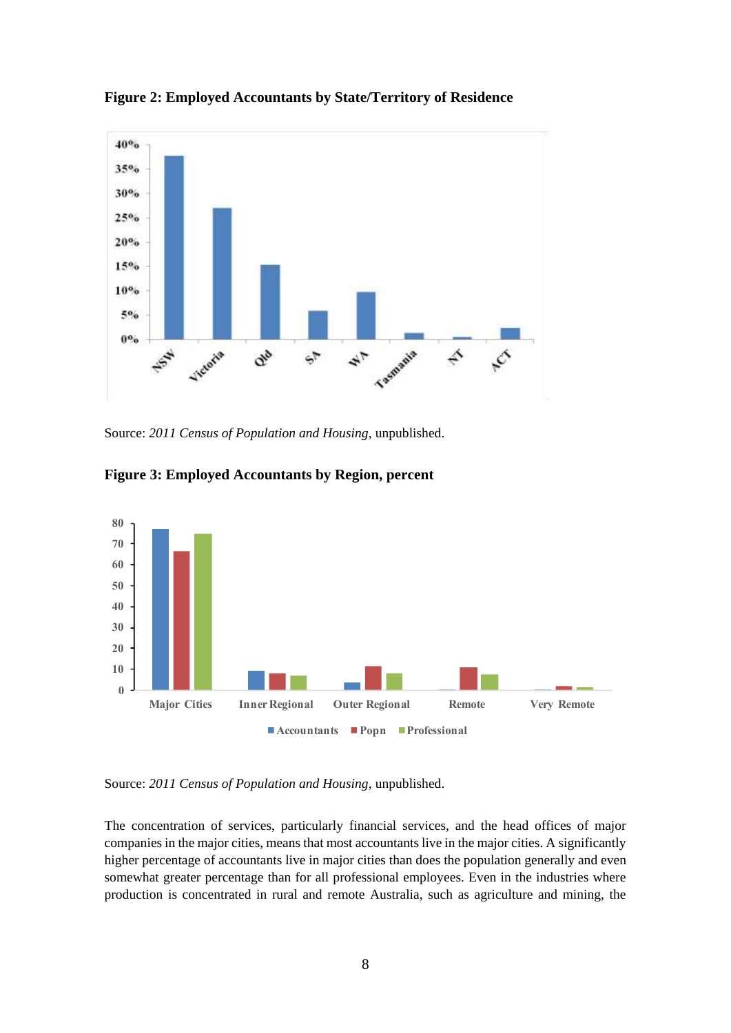**Figure 2: Employed Accountants by State/Territory of Residence**

Source: *2011 Census of Population and Housing*, unpublished.

**Figure 3: Employed Accountants by Region, percent**

Source: *2011 Census of Population and Housing*, unpublished.

The concentration of services, particularly financial services, and the head offices of major companies in the major cities, means that most accountants live in the major cities. A significantly higher percentage of accountants live in major cities than does the population generally and even somewhat greater percentage than for all professional employees. Even in the industries where production is concentrated in rural and remote Australia, such as agriculture and mining, the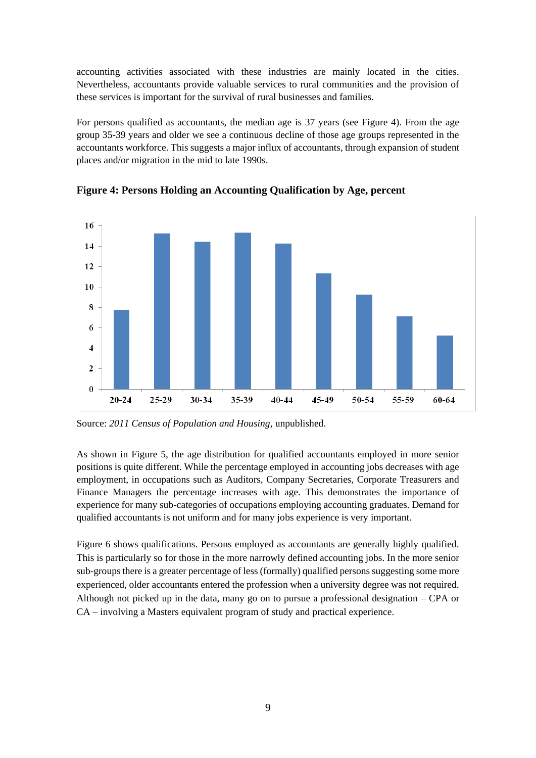accounting activities associated with these industries are mainly located in the cities. Nevertheless, accountants provide valuable services to rural communities and the provision of these services is important for the survival of rural businesses and families.

For persons qualified as accountants, the median age is 37 years (see Figure 4). From the age group 35-39 years and older we see a continuous decline of those age groups represented in the accountants workforce. This suggests a major influx of accountants, through expansion of student places and/or migration in the mid to late 1990s.

**Figure 4: Persons Holding an Accounting Qualification by Age, percent**

Source: *2011 Census of Population and Housing*, unpublished.

As shown in Figure 5, the age distribution for qualified accountants employed in more senior positions is quite different. While the percentage employed in accounting jobs decreases with age employment, in occupations such as Auditors, Company Secretaries, Corporate Treasurers and Finance Managers the percentage increases with age. This demonstrates the importance of experience for many sub-categories of occupations employing accounting graduates. Demand for qualified accountants is not uniform and for many jobs experience is very important.

Figure 6 shows qualifications. Persons employed as accountants are generally highly qualified. This is particularly so for those in the more narrowly defined accounting jobs. In the more senior sub-groups there is a greater percentage of less (formally) qualified persons suggesting some more experienced, older accountants entered the profession when a university degree was not required. Although not picked up in the data, many go on to pursue a professional designation – CPA or CA – involving a Masters equivalent program of study and practical experience.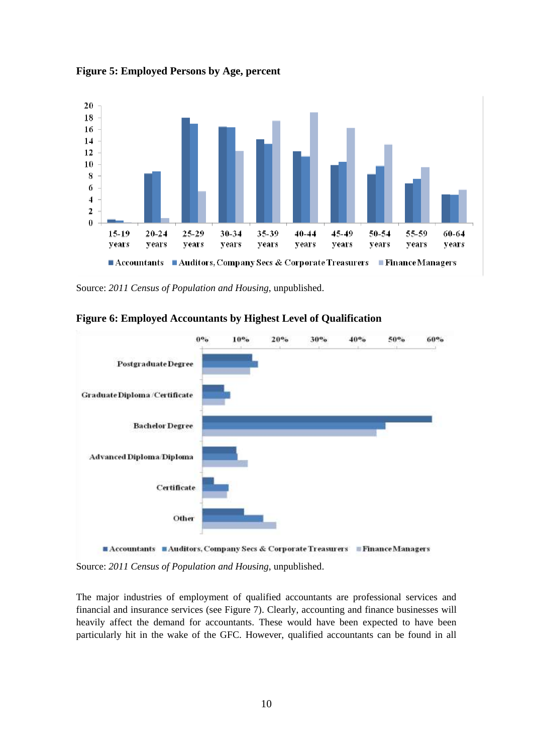**Figure 5: Employed Persons by Age, percent**

Source: *2011 Census of Population and Housing*, unpublished.

**Figure 6: Employed Accountants by Highest Level of Qualification**

Source: *2011 Census of Population and Housing*, unpublished.

The major industries of employment of qualified accountants are professional services and financial and insurance services (see Figure 7). Clearly, accounting and finance businesses will heavily affect the demand for accountants. These would have been expected to have been particularly hit in the wake of the GFC. However, qualified accountants can be found in all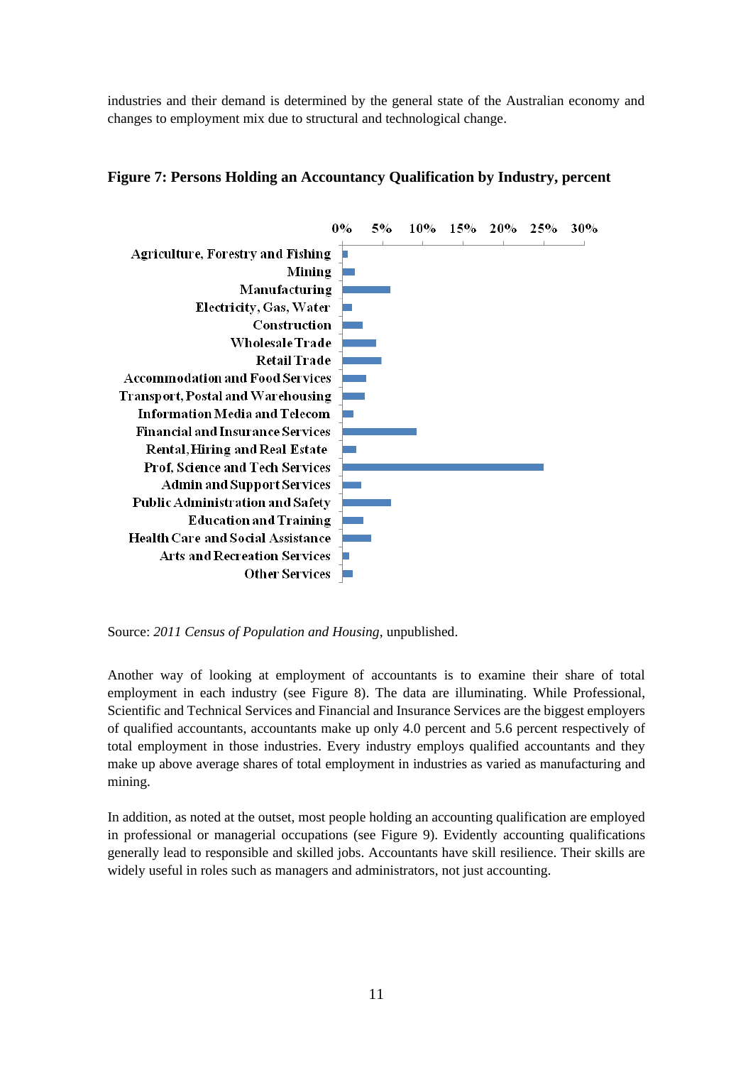industries and their demand is determined by the general state of the Australian economy and changes to employment mix due to structural and technological change.

**Figure 7: Persons Holding an Accountancy Qualification by Industry, percent**

Source: *2011 Census of Population and Housing*, unpublished.

Another way of looking at employment of accountants is to examine their share of total employment in each industry (see Figure 8). The data are illuminating. While Professional, Scientific and Technical Services and Financial and Insurance Services are the biggest employers of qualified accountants, accountants make up only 4.0 percent and 5.6 percent respectively of total employment in those industries. Every industry employs qualified accountants and they make up above average shares of total employment in industries as varied as manufacturing and mining.

In addition, as noted at the outset, most people holding an accounting qualification are employed in professional or managerial occupations (see Figure 9). Evidently accounting qualifications generally lead to responsible and skilled jobs. Accountants have skill resilience. Their skills are widely useful in roles such as managers and administrators, not just accounting.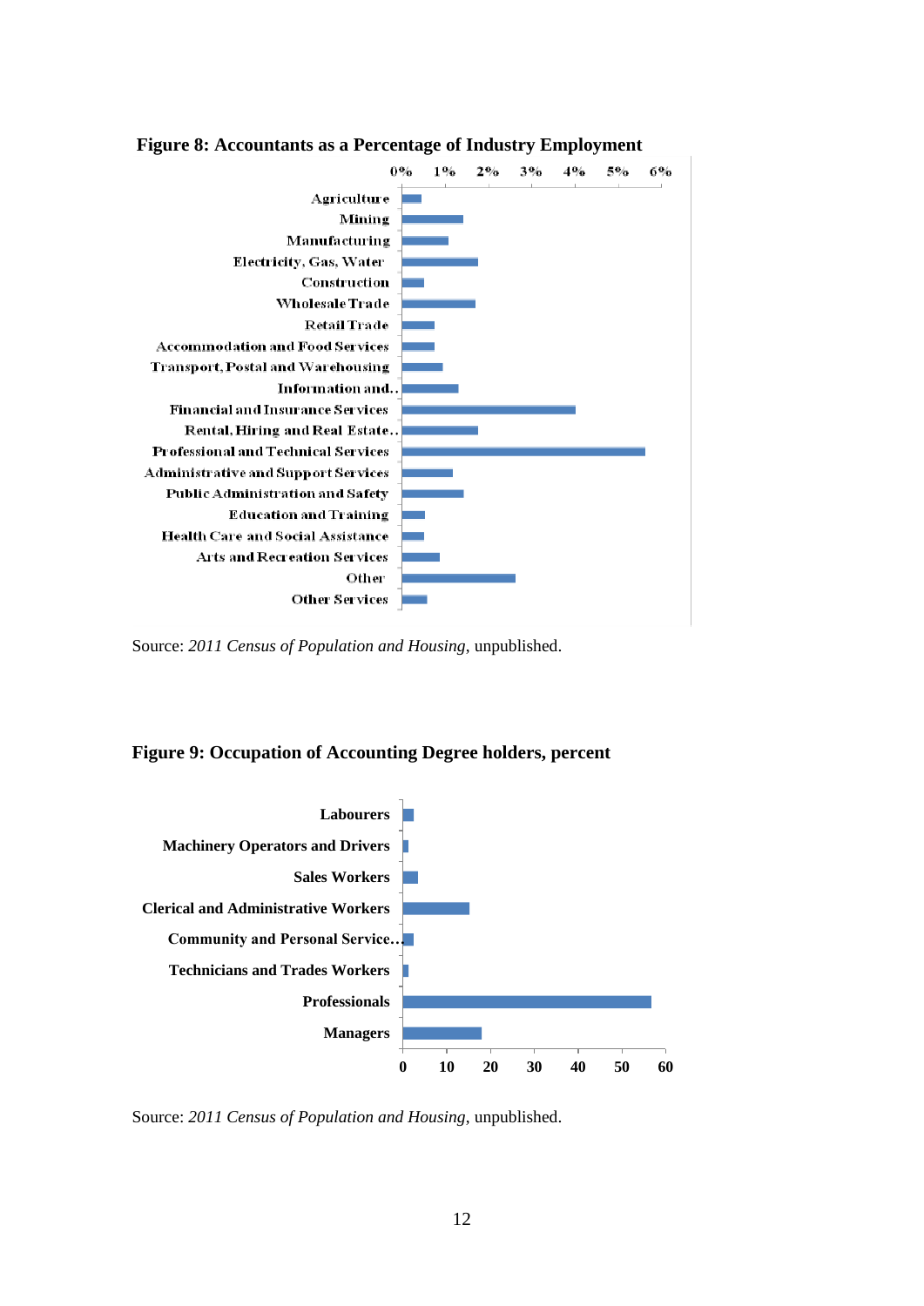**Figure 8: Accountants as a Percentage of Industry Employment**

Source: *2011 Census of Population and Housing*, unpublished.

**Figure 9: Occupation of Accounting Degree holders, percent**

Source: *2011 Census of Population and Housing*, unpublished.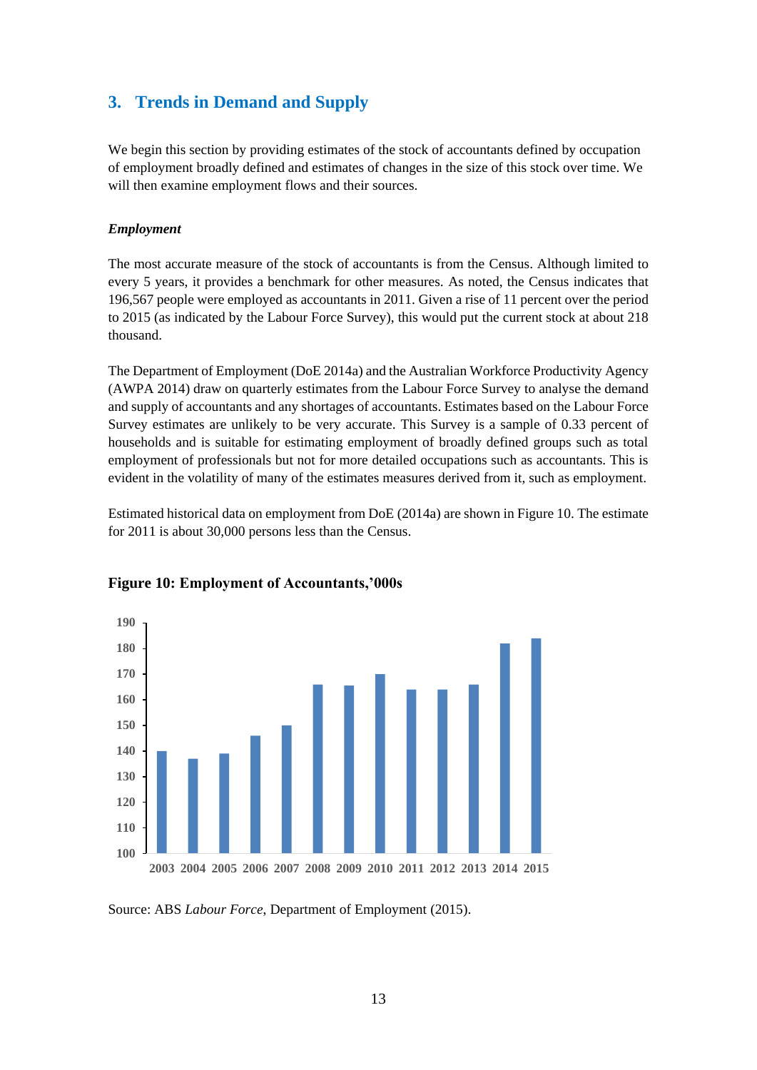## 3. Trends in Demand and Supply

We begin this section by providing estimates of the stock of accountants defined by occupation of employment broadly defined and estimates of changes in the size of this stock over time. We will then examine employment flows and their sources.

***Employment***

The most accurate measure of the stock of accountants is from the Census. Although limited to every 5 years, it provides a benchmark for other measures. As noted, the Census indicates that 196,567 people were employed as accountants in 2011. Given a rise of 11 percent over the period to 2015 (as indicated by the Labour Force Survey), this would put the current stock at about 218 thousand.

The Department of Employment (DoE 2014a) and the Australian Workforce Productivity Agency (AWPA 2014) draw on quarterly estimates from the Labour Force Survey to analyse the demand and supply of accountants and any shortages of accountants. Estimates based on the Labour Force Survey estimates are unlikely to be very accurate. This Survey is a sample of 0.33 percent of households and is suitable for estimating employment of broadly defined groups such as total employment of professionals but not for more detailed occupations such as accountants. This is evident in the volatility of many of the estimates measures derived from it, such as employment.

Estimated historical data on employment from DoE (2014a) are shown in Figure 10. The estimate for 2011 is about 30,000 persons less than the Census.

**Figure 10: Employment of Accountants,'000s**

Source: ABS *Labour Force*, Department of Employment (2015).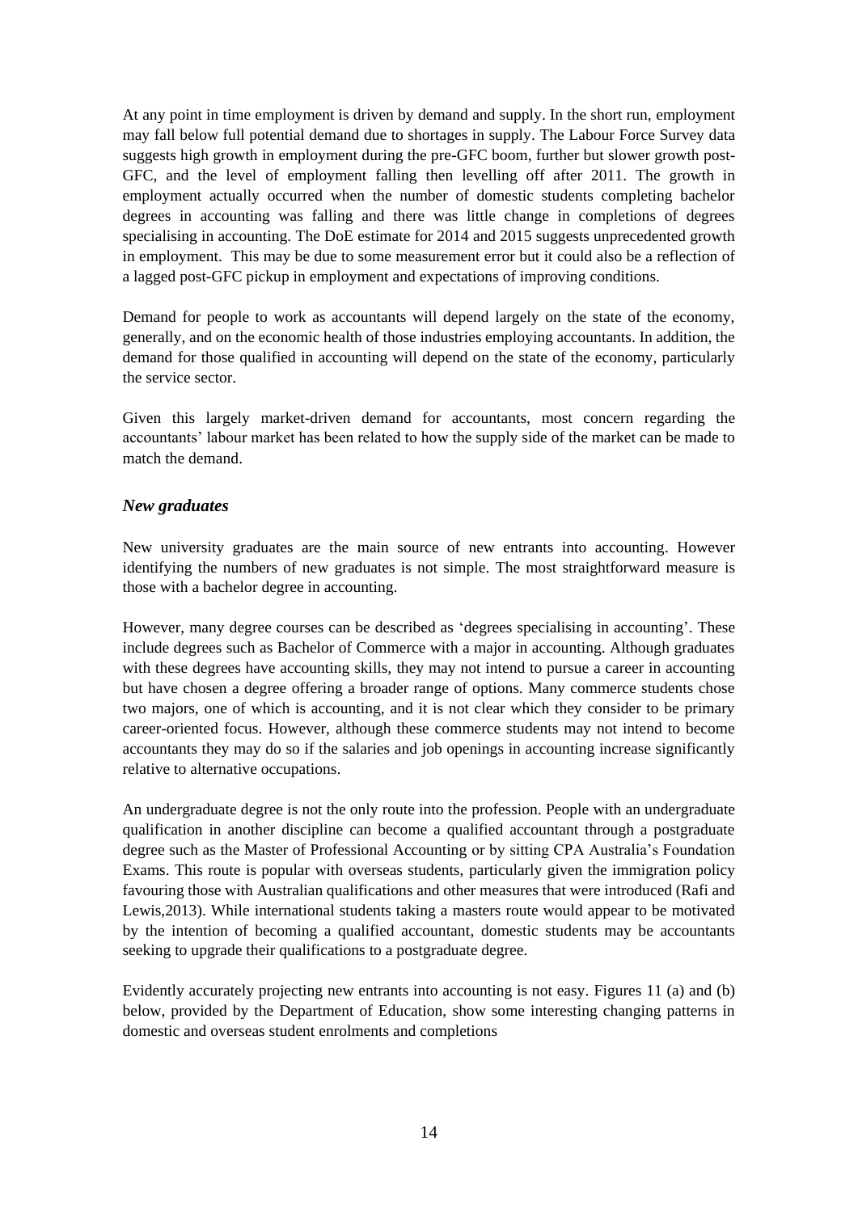At any point in time employment is driven by demand and supply. In the short run, employment may fall below full potential demand due to shortages in supply. The Labour Force Survey data suggests high growth in employment during the pre-GFC boom, further but slower growth post-GFC, and the level of employment falling then levelling off after 2011. The growth in employment actually occurred when the number of domestic students completing bachelor degrees in accounting was falling and there was little change in completions of degrees specialising in accounting. The DoE estimate for 2014 and 2015 suggests unprecedented growth in employment. This may be due to some measurement error but it could also be a reflection of a lagged post-GFC pickup in employment and expectations of improving conditions.

Demand for people to work as accountants will depend largely on the state of the economy, generally, and on the economic health of those industries employing accountants. In addition, the demand for those qualified in accounting will depend on the state of the economy, particularly the service sector.

Given this largely market-driven demand for accountants, most concern regarding the accountants' labour market has been related to how the supply side of the market can be made to match the demand.

### *New graduates*

New university graduates are the main source of new entrants into accounting. However identifying the numbers of new graduates is not simple. The most straightforward measure is those with a bachelor degree in accounting.

However, many degree courses can be described as 'degrees specialising in accounting'. These include degrees such as Bachelor of Commerce with a major in accounting. Although graduates with these degrees have accounting skills, they may not intend to pursue a career in accounting but have chosen a degree offering a broader range of options. Many commerce students chose two majors, one of which is accounting, and it is not clear which they consider to be primary career-oriented focus. However, although these commerce students may not intend to become accountants they may do so if the salaries and job openings in accounting increase significantly relative to alternative occupations.

An undergraduate degree is not the only route into the profession. People with an undergraduate qualification in another discipline can become a qualified accountant through a postgraduate degree such as the Master of Professional Accounting or by sitting CPA Australia's Foundation Exams. This route is popular with overseas students, particularly given the immigration policy favouring those with Australian qualifications and other measures that were introduced (Rafi and Lewis,2013). While international students taking a masters route would appear to be motivated by the intention of becoming a qualified accountant, domestic students may be accountants seeking to upgrade their qualifications to a postgraduate degree.

Evidently accurately projecting new entrants into accounting is not easy. Figures 11 (a) and (b) below, provided by the Department of Education, show some interesting changing patterns in domestic and overseas student enrolments and completions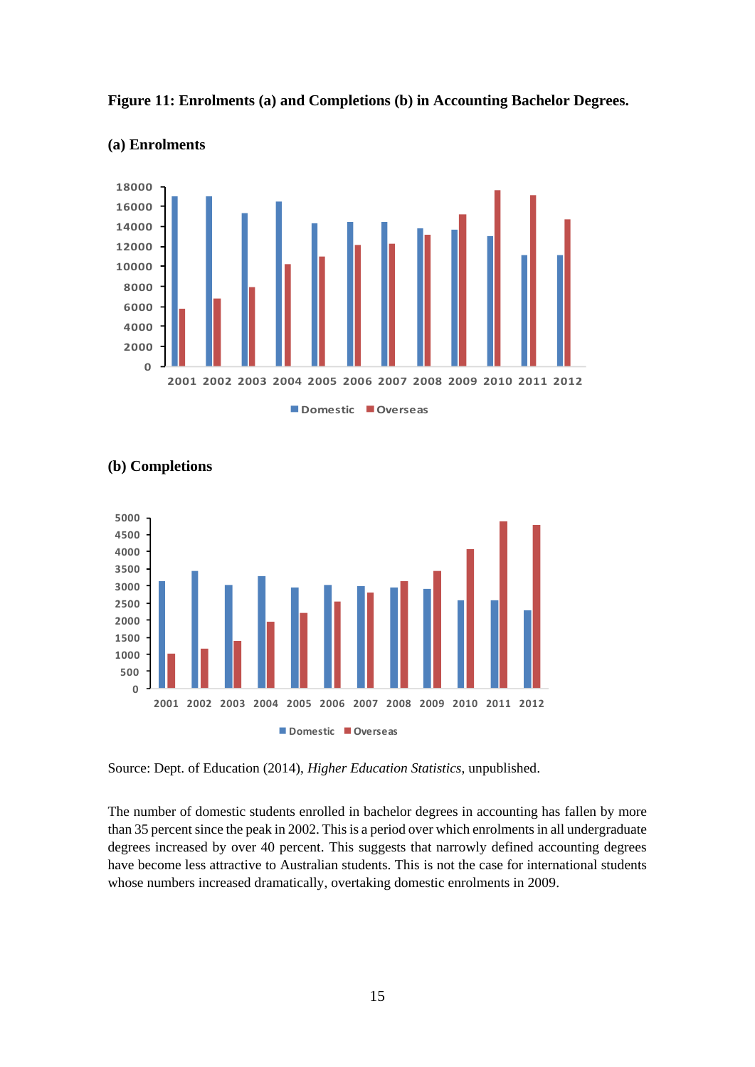**Figure 11: Enrolments (a) and Completions (b) in Accounting Bachelor Degrees.**

**(a) Enrolments**

**(b) Completions**

Source: Dept. of Education (2014), *Higher Education Statistics*, unpublished.

The number of domestic students enrolled in bachelor degrees in accounting has fallen by more than 35 percent since the peak in 2002. This is a period over which enrolments in all undergraduate degrees increased by over 40 percent. This suggests that narrowly defined accounting degrees have become less attractive to Australian students. This is not the case for international students whose numbers increased dramatically, overtaking domestic enrolments in 2009.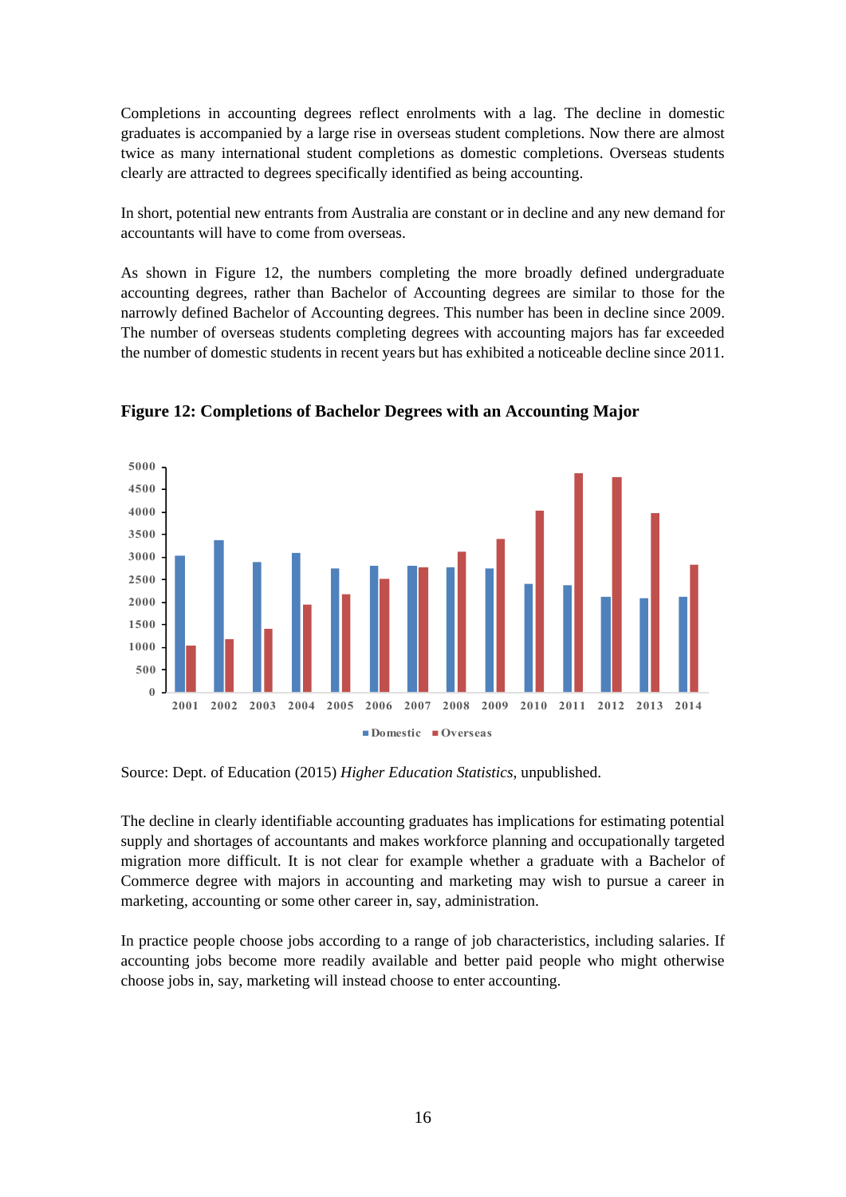Completions in accounting degrees reflect enrolments with a lag. The decline in domestic graduates is accompanied by a large rise in overseas student completions. Now there are almost twice as many international student completions as domestic completions. Overseas students clearly are attracted to degrees specifically identified as being accounting.

In short, potential new entrants from Australia are constant or in decline and any new demand for accountants will have to come from overseas.

As shown in Figure 12, the numbers completing the more broadly defined undergraduate accounting degrees, rather than Bachelor of Accounting degrees are similar to those for the narrowly defined Bachelor of Accounting degrees. This number has been in decline since 2009. The number of overseas students completing degrees with accounting majors has far exceeded the number of domestic students in recent years but has exhibited a noticeable decline since 2011.

**Figure 12: Completions of Bachelor Degrees with an Accounting Major**

Source: Dept. of Education (2015) *Higher Education Statistics*, unpublished.

The decline in clearly identifiable accounting graduates has implications for estimating potential supply and shortages of accountants and makes workforce planning and occupationally targeted migration more difficult. It is not clear for example whether a graduate with a Bachelor of Commerce degree with majors in accounting and marketing may wish to pursue a career in marketing, accounting or some other career in, say, administration.

In practice people choose jobs according to a range of job characteristics, including salaries. If accounting jobs become more readily available and better paid people who might otherwise choose jobs in, say, marketing will instead choose to enter accounting.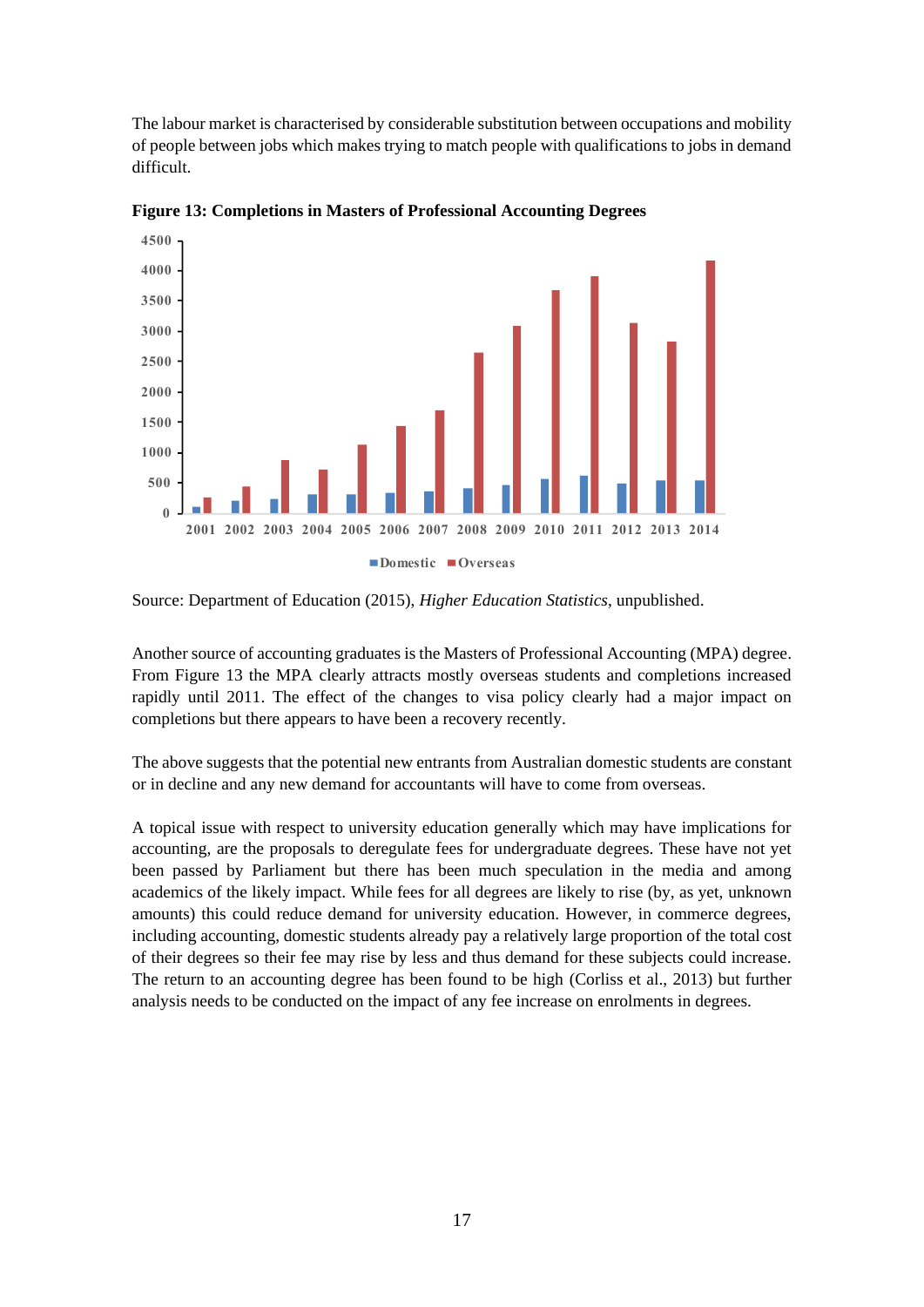The labour market is characterised by considerable substitution between occupations and mobility of people between jobs which makes trying to match people with qualifications to jobs in demand difficult.

**Figure 13: Completions in Masters of Professional Accounting Degrees**

Source: Department of Education (2015), *Higher Education Statistics*, unpublished.

Another source of accounting graduates is the Masters of Professional Accounting (MPA) degree. From Figure 13 the MPA clearly attracts mostly overseas students and completions increased rapidly until 2011. The effect of the changes to visa policy clearly had a major impact on completions but there appears to have been a recovery recently.

The above suggests that the potential new entrants from Australian domestic students are constant or in decline and any new demand for accountants will have to come from overseas.

A topical issue with respect to university education generally which may have implications for accounting, are the proposals to deregulate fees for undergraduate degrees. These have not yet been passed by Parliament but there has been much speculation in the media and among academics of the likely impact. While fees for all degrees are likely to rise (by, as yet, unknown amounts) this could reduce demand for university education. However, in commerce degrees, including accounting, domestic students already pay a relatively large proportion of the total cost of their degrees so their fee may rise by less and thus demand for these subjects could increase. The return to an accounting degree has been found to be high (Corliss et al., 2013) but further analysis needs to be conducted on the impact of any fee increase on enrolments in degrees.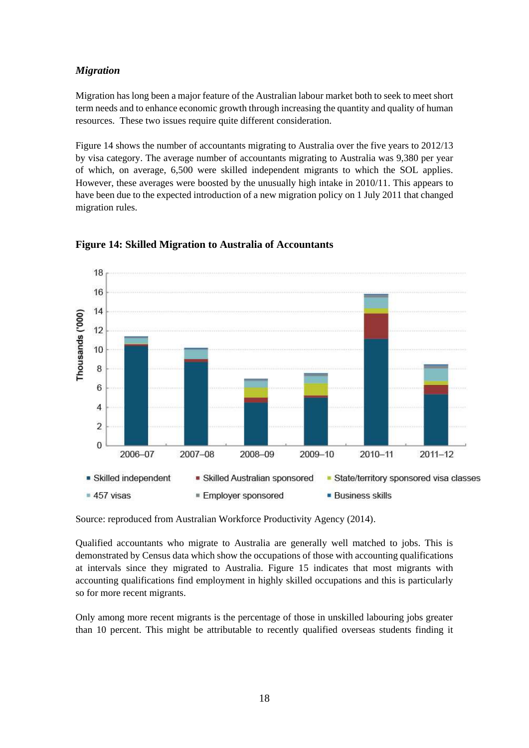### *Migration*

Migration has long been a major feature of the Australian labour market both to seek to meet short term needs and to enhance economic growth through increasing the quantity and quality of human resources. These two issues require quite different consideration.

Figure 14 shows the number of accountants migrating to Australia over the five years to 2012/13 by visa category. The average number of accountants migrating to Australia was 9,380 per year of which, on average, 6,500 were skilled independent migrants to which the SOL applies. However, these averages were boosted by the unusually high intake in 2010/11. This appears to have been due to the expected introduction of a new migration policy on 1 July 2011 that changed migration rules.

**Figure 14: Skilled Migration to Australia of Accountants**

Source: reproduced from Australian Workforce Productivity Agency (2014).

Qualified accountants who migrate to Australia are generally well matched to jobs. This is demonstrated by Census data which show the occupations of those with accounting qualifications at intervals since they migrated to Australia. Figure 15 indicates that most migrants with accounting qualifications find employment in highly skilled occupations and this is particularly so for more recent migrants.

Only among more recent migrants is the percentage of those in unskilled labouring jobs greater than 10 percent. This might be attributable to recently qualified overseas students finding it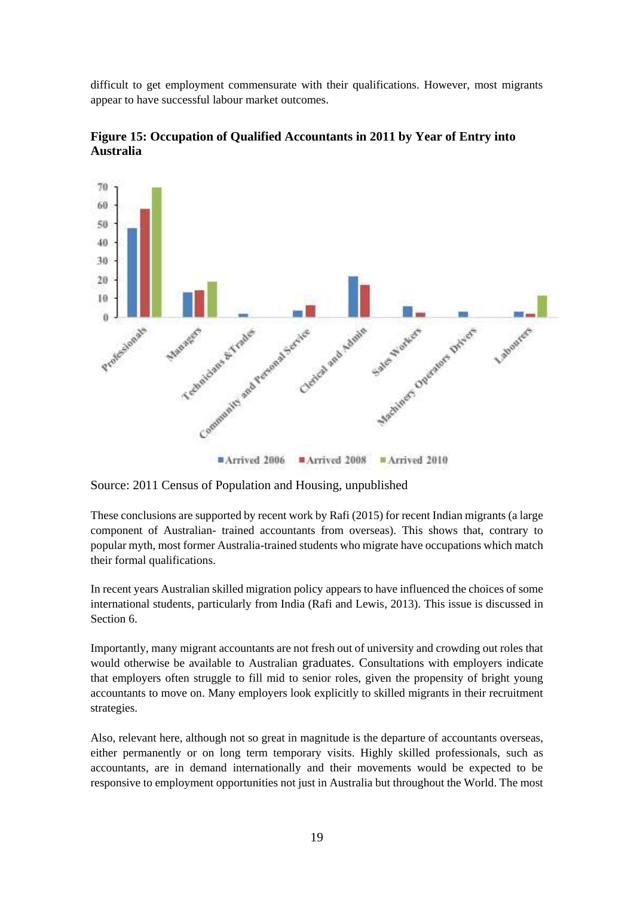difficult to get employment commensurate with their qualifications. However, most migrants appear to have successful labour market outcomes.

**Figure 15: Occupation of Qualified Accountants in 2011 by Year of Entry into Australia**

Source: 2011 Census of Population and Housing, unpublished

These conclusions are supported by recent work by Rafi (2015) for recent Indian migrants (a large component of Australian- trained accountants from overseas). This shows that, contrary to popular myth, most former Australia-trained students who migrate have occupations which match their formal qualifications.

In recent years Australian skilled migration policy appears to have influenced the choices of some international students, particularly from India (Rafi and Lewis, 2013). This issue is discussed in Section 6.

Importantly, many migrant accountants are not fresh out of university and crowding out roles that would otherwise be available to Australian graduates. Consultations with employers indicate that employers often struggle to fill mid to senior roles, given the propensity of bright young accountants to move on. Many employers look explicitly to skilled migrants in their recruitment strategies.

Also, relevant here, although not so great in magnitude is the departure of accountants overseas, either permanently or on long term temporary visits. Highly skilled professionals, such as accountants, are in demand internationally and their movements would be expected to be responsive to employment opportunities not just in Australia but throughout the World. The most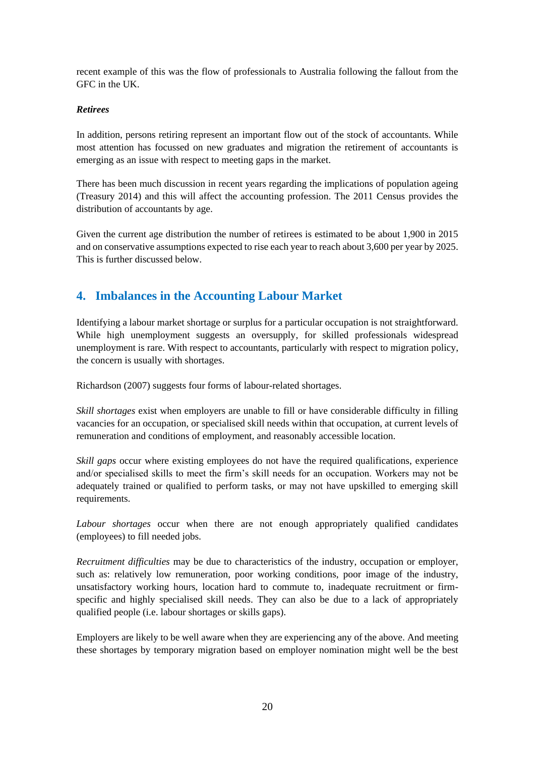recent example of this was the flow of professionals to Australia following the fallout from the GFC in the UK.

***Retirees***

In addition, persons retiring represent an important flow out of the stock of accountants. While most attention has focussed on new graduates and migration the retirement of accountants is emerging as an issue with respect to meeting gaps in the market.

There has been much discussion in recent years regarding the implications of population ageing (Treasury 2014) and this will affect the accounting profession. The 2011 Census provides the distribution of accountants by age.

Given the current age distribution the number of retirees is estimated to be about 1,900 in 2015 and on conservative assumptions expected to rise each year to reach about 3,600 per year by 2025. This is further discussed below.

## 4. Imbalances in the Accounting Labour Market

Identifying a labour market shortage or surplus for a particular occupation is not straightforward. While high unemployment suggests an oversupply, for skilled professionals widespread unemployment is rare. With respect to accountants, particularly with respect to migration policy, the concern is usually with shortages.

Richardson (2007) suggests four forms of labour-related shortages.

*Skill shortages* exist when employers are unable to fill or have considerable difficulty in filling vacancies for an occupation, or specialised skill needs within that occupation, at current levels of remuneration and conditions of employment, and reasonably accessible location.

*Skill gaps* occur where existing employees do not have the required qualifications, experience and/or specialised skills to meet the firm's skill needs for an occupation. Workers may not be adequately trained or qualified to perform tasks, or may not have upskilled to emerging skill requirements.

*Labour shortages* occur when there are not enough appropriately qualified candidates (employees) to fill needed jobs.

*Recruitment difficulties* may be due to characteristics of the industry, occupation or employer, such as: relatively low remuneration, poor working conditions, poor image of the industry, unsatisfactory working hours, location hard to commute to, inadequate recruitment or firm-specific and highly specialised skill needs. They can also be due to a lack of appropriately qualified people (i.e. labour shortages or skills gaps).

Employers are likely to be well aware when they are experiencing any of the above. And meeting these shortages by temporary migration based on employer nomination might well be the best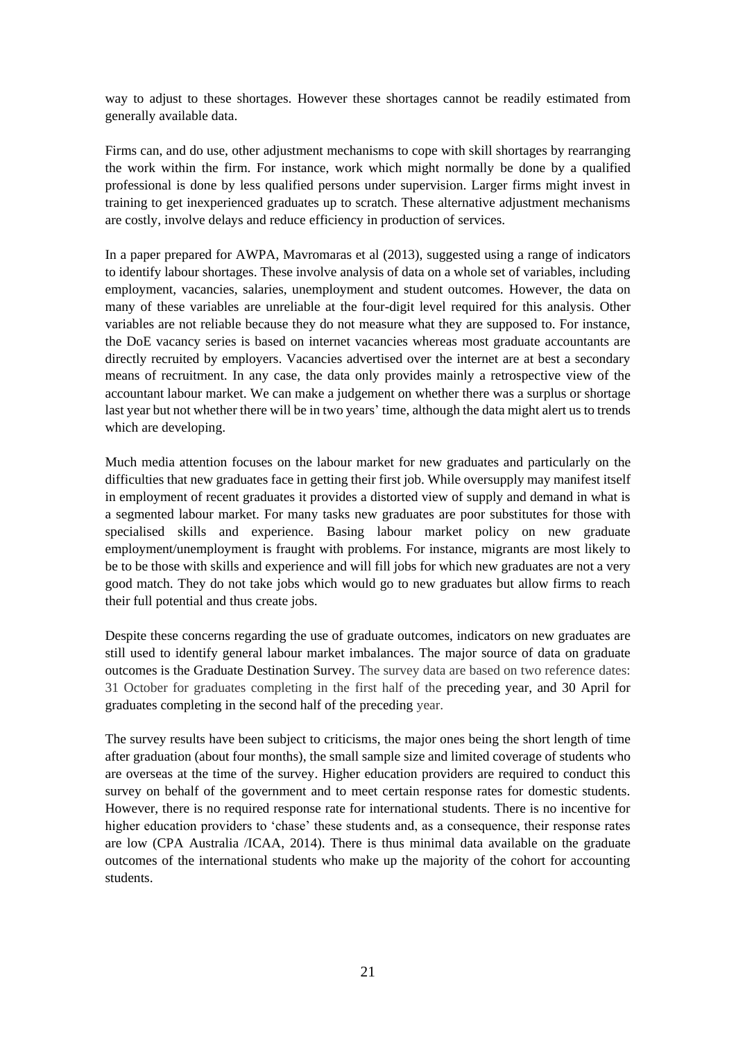way to adjust to these shortages. However these shortages cannot be readily estimated from generally available data.

Firms can, and do use, other adjustment mechanisms to cope with skill shortages by rearranging the work within the firm. For instance, work which might normally be done by a qualified professional is done by less qualified persons under supervision. Larger firms might invest in training to get inexperienced graduates up to scratch. These alternative adjustment mechanisms are costly, involve delays and reduce efficiency in production of services.

In a paper prepared for AWPA, Mavromaras et al (2013), suggested using a range of indicators to identify labour shortages. These involve analysis of data on a whole set of variables, including employment, vacancies, salaries, unemployment and student outcomes. However, the data on many of these variables are unreliable at the four-digit level required for this analysis. Other variables are not reliable because they do not measure what they are supposed to. For instance, the DoE vacancy series is based on internet vacancies whereas most graduate accountants are directly recruited by employers. Vacancies advertised over the internet are at best a secondary means of recruitment. In any case, the data only provides mainly a retrospective view of the accountant labour market. We can make a judgement on whether there was a surplus or shortage last year but not whether there will be in two years' time, although the data might alert us to trends which are developing.

Much media attention focuses on the labour market for new graduates and particularly on the difficulties that new graduates face in getting their first job. While oversupply may manifest itself in employment of recent graduates it provides a distorted view of supply and demand in what is a segmented labour market. For many tasks new graduates are poor substitutes for those with specialised skills and experience. Basing labour market policy on new graduate employment/unemployment is fraught with problems. For instance, migrants are most likely to be to be those with skills and experience and will fill jobs for which new graduates are not a very good match. They do not take jobs which would go to new graduates but allow firms to reach their full potential and thus create jobs.

Despite these concerns regarding the use of graduate outcomes, indicators on new graduates are still used to identify general labour market imbalances. The major source of data on graduate outcomes is the Graduate Destination Survey. The survey data are based on two reference dates: 31 October for graduates completing in the first half of the preceding year, and 30 April for graduates completing in the second half of the preceding year.

The survey results have been subject to criticisms, the major ones being the short length of time after graduation (about four months), the small sample size and limited coverage of students who are overseas at the time of the survey. Higher education providers are required to conduct this survey on behalf of the government and to meet certain response rates for domestic students. However, there is no required response rate for international students. There is no incentive for higher education providers to 'chase' these students and, as a consequence, their response rates are low (CPA Australia /ICAA, 2014). There is thus minimal data available on the graduate outcomes of the international students who make up the majority of the cohort for accounting students.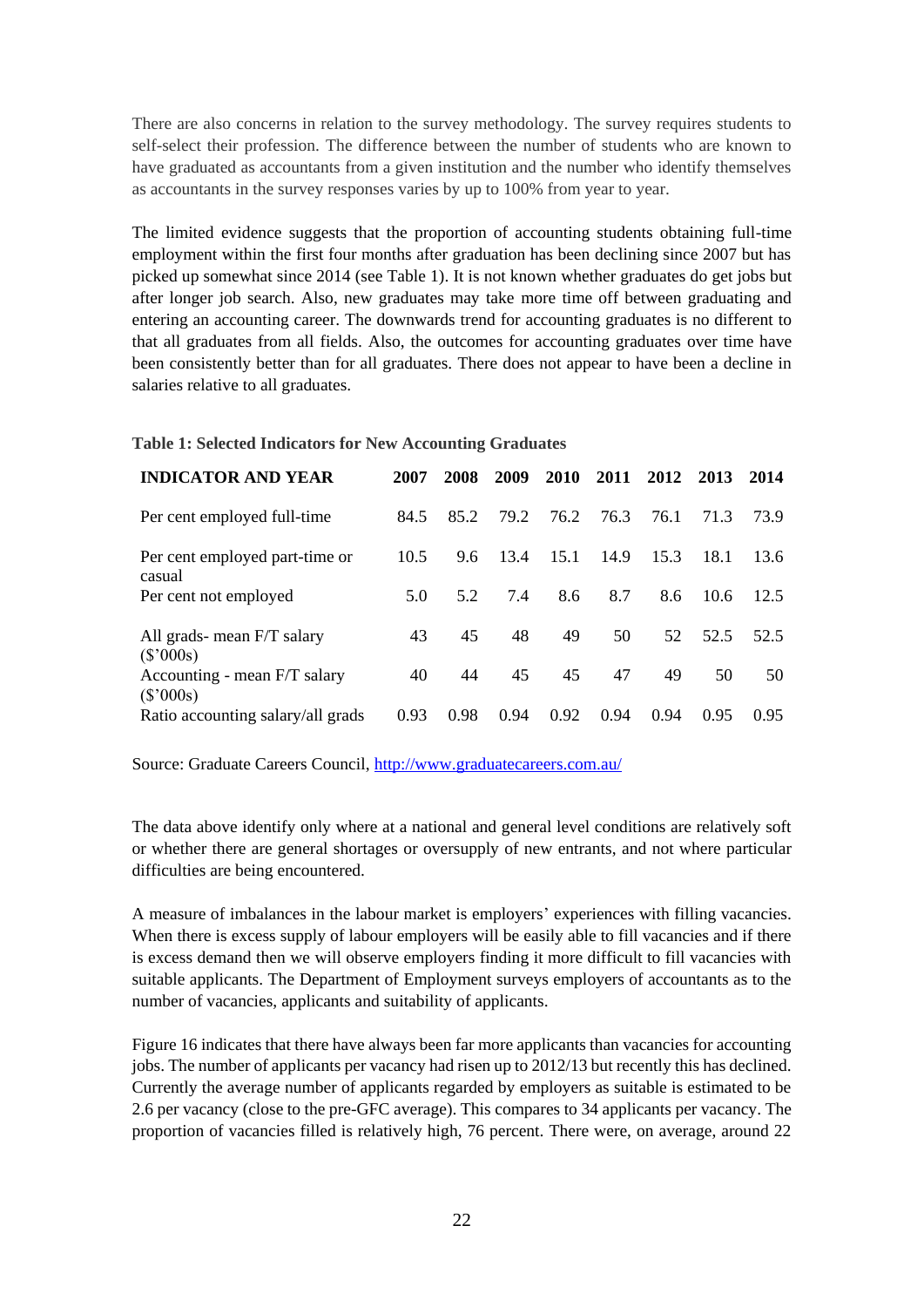There are also concerns in relation to the survey methodology. The survey requires students to self-select their profession. The difference between the number of students who are known to have graduated as accountants from a given institution and the number who identify themselves as accountants in the survey responses varies by up to 100% from year to year.

The limited evidence suggests that the proportion of accounting students obtaining full-time employment within the first four months after graduation has been declining since 2007 but has picked up somewhat since 2014 (see Table 1). It is not known whether graduates do get jobs but after longer job search. Also, new graduates may take more time off between graduating and entering an accounting career. The downwards trend for accounting graduates is no different to that all graduates from all fields. Also, the outcomes for accounting graduates over time have been consistently better than for all graduates. There does not appear to have been a decline in salaries relative to all graduates.

**Table 1: Selected Indicators for New Accounting Graduates**

| INDICATOR AND YEAR | 2007 | 2008 | 2009 | 2010 | 2011 | 2012 | 2013 | 2014 |
|---|---|---|---|---|---|---|---|---|
| Per cent employed full-time | 84.5 | 85.2 | 79.2 | 76.2 | 76.3 | 76.1 | 71.3 | 73.9 |
| Per cent employed part-time or casual | 10.5 | 9.6 | 13.4 | 15.1 | 14.9 | 15.3 | 18.1 | 13.6 |
| Per cent not employed | 5.0 | 5.2 | 7.4 | 8.6 | 8.7 | 8.6 | 10.6 | 12.5 |
| All grads- mean F/T salary ($'000s) | 43 | 45 | 48 | 49 | 50 | 52 | 52.5 | 52.5 |
| Accounting - mean F/T salary ($'000s) | 40 | 44 | 45 | 45 | 47 | 49 | 50 | 50 |
| Ratio accounting salary/all grads | 0.93 | 0.98 | 0.94 | 0.92 | 0.94 | 0.94 | 0.95 | 0.95 |

Source: Graduate Careers Council, [http://www.graduatecareers.com.au/](http://www.graduatecareers.com.au/)

The data above identify only where at a national and general level conditions are relatively soft or whether there are general shortages or oversupply of new entrants, and not where particular difficulties are being encountered.

A measure of imbalances in the labour market is employers' experiences with filling vacancies. When there is excess supply of labour employers will be easily able to fill vacancies and if there is excess demand then we will observe employers finding it more difficult to fill vacancies with suitable applicants. The Department of Employment surveys employers of accountants as to the number of vacancies, applicants and suitability of applicants.

Figure 16 indicates that there have always been far more applicants than vacancies for accounting jobs. The number of applicants per vacancy had risen up to 2012/13 but recently this has declined. Currently the average number of applicants regarded by employers as suitable is estimated to be 2.6 per vacancy (close to the pre-GFC average). This compares to 34 applicants per vacancy. The proportion of vacancies filled is relatively high, 76 percent. There were, on average, around 22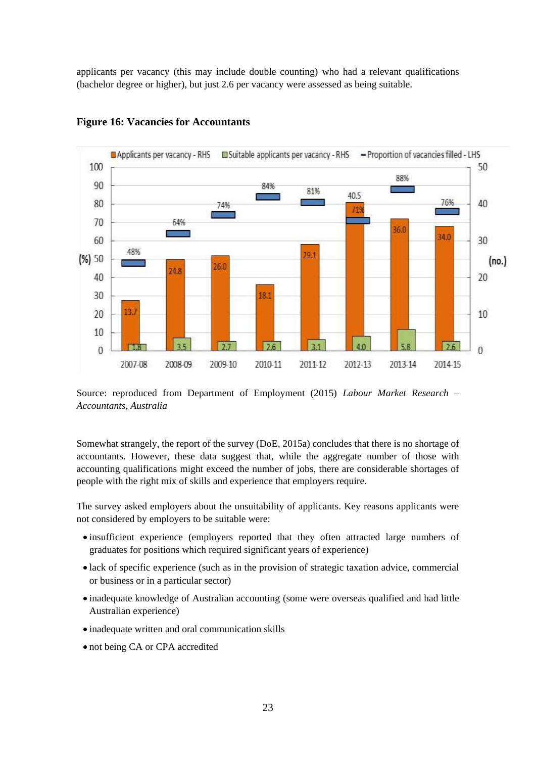applicants per vacancy (this may include double counting) who had a relevant qualifications (bachelor degree or higher), but just 2.6 per vacancy were assessed as being suitable.

**Figure 16: Vacancies for Accountants**

| | 2007-08 | 2008-09 | 2009-10 | 2010-11 | 2011-12 | 2012-13 | 2013-14 | 2014-15 |
|---|---|---|---|---|---|---|---|---|
| Applicants per vacancy - RHS (no.) | 13.7 | 24.8 | 26.0 | 18.1 | 29.1 | 40.5 | 36.0 | 34.0 |
| Suitable applicants per vacancy - RHS (no.) | 1.8 | 3.5 | 2.7 | 2.6 | 3.1 | 4.0 | 5.8 | 2.6 |
| Proportion of vacancies filled - LHS (%) | 48% | 64% | 74% | 84% | 81% | 71% | 88% | 76% |

Source: reproduced from Department of Employment (2015) *Labour Market Research – Accountants, Australia*

Somewhat strangely, the report of the survey (DoE, 2015a) concludes that there is no shortage of accountants. However, these data suggest that, while the aggregate number of those with accounting qualifications might exceed the number of jobs, there are considerable shortages of people with the right mix of skills and experience that employers require.

The survey asked employers about the unsuitability of applicants. Key reasons applicants were not considered by employers to be suitable were:

- insufficient experience (employers reported that they often attracted large numbers of graduates for positions which required significant years of experience)
- lack of specific experience (such as in the provision of strategic taxation advice, commercial or business or in a particular sector)
- inadequate knowledge of Australian accounting (some were overseas qualified and had little Australian experience)
- inadequate written and oral communication skills
- not being CA or CPA accredited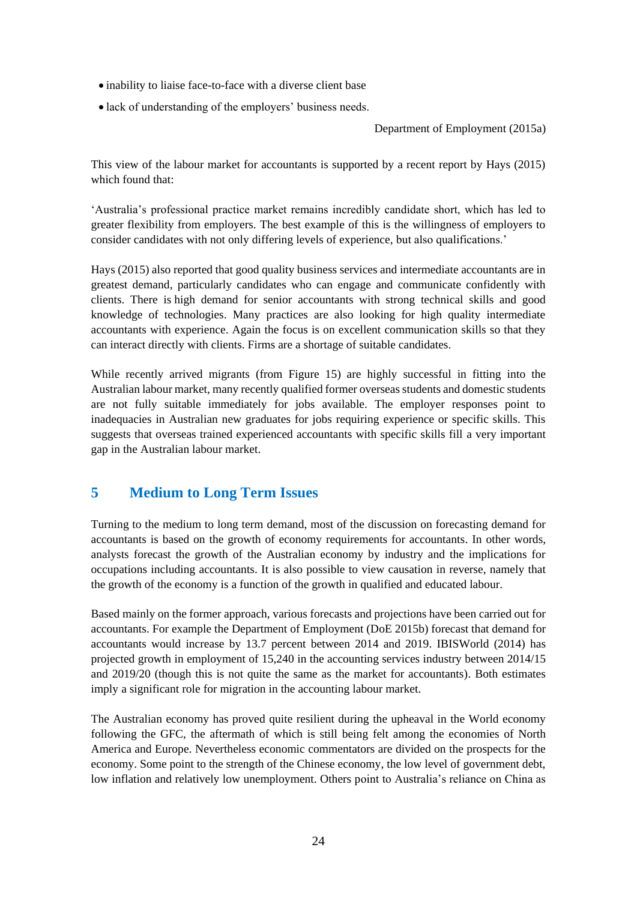- inability to liaise face-to-face with a diverse client base
- lack of understanding of the employers' business needs.

Department of Employment (2015a)

This view of the labour market for accountants is supported by a recent report by Hays (2015) which found that:

'Australia's professional practice market remains incredibly candidate short, which has led to greater flexibility from employers. The best example of this is the willingness of employers to consider candidates with not only differing levels of experience, but also qualifications.'

Hays (2015) also reported that good quality business services and intermediate accountants are in greatest demand, particularly candidates who can engage and communicate confidently with clients. There is high demand for senior accountants with strong technical skills and good knowledge of technologies. Many practices are also looking for high quality intermediate accountants with experience. Again the focus is on excellent communication skills so that they can interact directly with clients. Firms are a shortage of suitable candidates.

While recently arrived migrants (from Figure 15) are highly successful in fitting into the Australian labour market, many recently qualified former overseas students and domestic students are not fully suitable immediately for jobs available. The employer responses point to inadequacies in Australian new graduates for jobs requiring experience or specific skills. This suggests that overseas trained experienced accountants with specific skills fill a very important gap in the Australian labour market.

## 5 Medium to Long Term Issues

Turning to the medium to long term demand, most of the discussion on forecasting demand for accountants is based on the growth of economy requirements for accountants. In other words, analysts forecast the growth of the Australian economy by industry and the implications for occupations including accountants. It is also possible to view causation in reverse, namely that the growth of the economy is a function of the growth in qualified and educated labour.

Based mainly on the former approach, various forecasts and projections have been carried out for accountants. For example the Department of Employment (DoE 2015b) forecast that demand for accountants would increase by 13.7 percent between 2014 and 2019. IBISWorld (2014) has projected growth in employment of 15,240 in the accounting services industry between 2014/15 and 2019/20 (though this is not quite the same as the market for accountants). Both estimates imply a significant role for migration in the accounting labour market.

The Australian economy has proved quite resilient during the upheaval in the World economy following the GFC, the aftermath of which is still being felt among the economies of North America and Europe. Nevertheless economic commentators are divided on the prospects for the economy. Some point to the strength of the Chinese economy, the low level of government debt, low inflation and relatively low unemployment. Others point to Australia's reliance on China as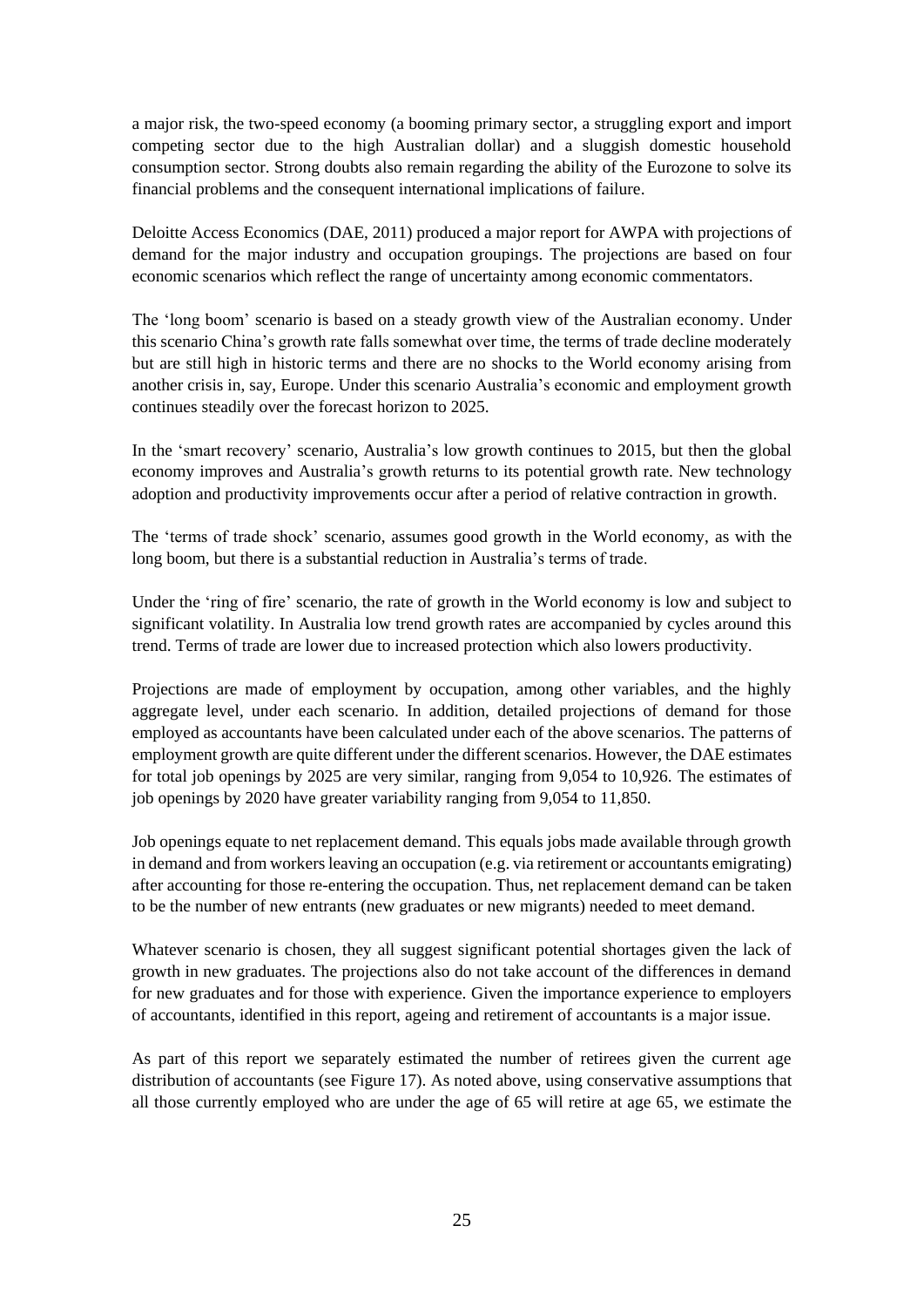a major risk, the two-speed economy (a booming primary sector, a struggling export and import competing sector due to the high Australian dollar) and a sluggish domestic household consumption sector. Strong doubts also remain regarding the ability of the Eurozone to solve its financial problems and the consequent international implications of failure.

Deloitte Access Economics (DAE, 2011) produced a major report for AWPA with projections of demand for the major industry and occupation groupings. The projections are based on four economic scenarios which reflect the range of uncertainty among economic commentators.

The 'long boom' scenario is based on a steady growth view of the Australian economy. Under this scenario China's growth rate falls somewhat over time, the terms of trade decline moderately but are still high in historic terms and there are no shocks to the World economy arising from another crisis in, say, Europe. Under this scenario Australia's economic and employment growth continues steadily over the forecast horizon to 2025.

In the 'smart recovery' scenario, Australia's low growth continues to 2015, but then the global economy improves and Australia's growth returns to its potential growth rate. New technology adoption and productivity improvements occur after a period of relative contraction in growth.

The 'terms of trade shock' scenario, assumes good growth in the World economy, as with the long boom, but there is a substantial reduction in Australia's terms of trade.

Under the 'ring of fire' scenario, the rate of growth in the World economy is low and subject to significant volatility. In Australia low trend growth rates are accompanied by cycles around this trend. Terms of trade are lower due to increased protection which also lowers productivity.

Projections are made of employment by occupation, among other variables, and the highly aggregate level, under each scenario. In addition, detailed projections of demand for those employed as accountants have been calculated under each of the above scenarios. The patterns of employment growth are quite different under the different scenarios. However, the DAE estimates for total job openings by 2025 are very similar, ranging from 9,054 to 10,926. The estimates of job openings by 2020 have greater variability ranging from 9,054 to 11,850.

Job openings equate to net replacement demand. This equals jobs made available through growth in demand and from workers leaving an occupation (e.g. via retirement or accountants emigrating) after accounting for those re-entering the occupation. Thus, net replacement demand can be taken to be the number of new entrants (new graduates or new migrants) needed to meet demand.

Whatever scenario is chosen, they all suggest significant potential shortages given the lack of growth in new graduates. The projections also do not take account of the differences in demand for new graduates and for those with experience. Given the importance experience to employers of accountants, identified in this report, ageing and retirement of accountants is a major issue.

As part of this report we separately estimated the number of retirees given the current age distribution of accountants (see Figure 17). As noted above, using conservative assumptions that all those currently employed who are under the age of 65 will retire at age 65, we estimate the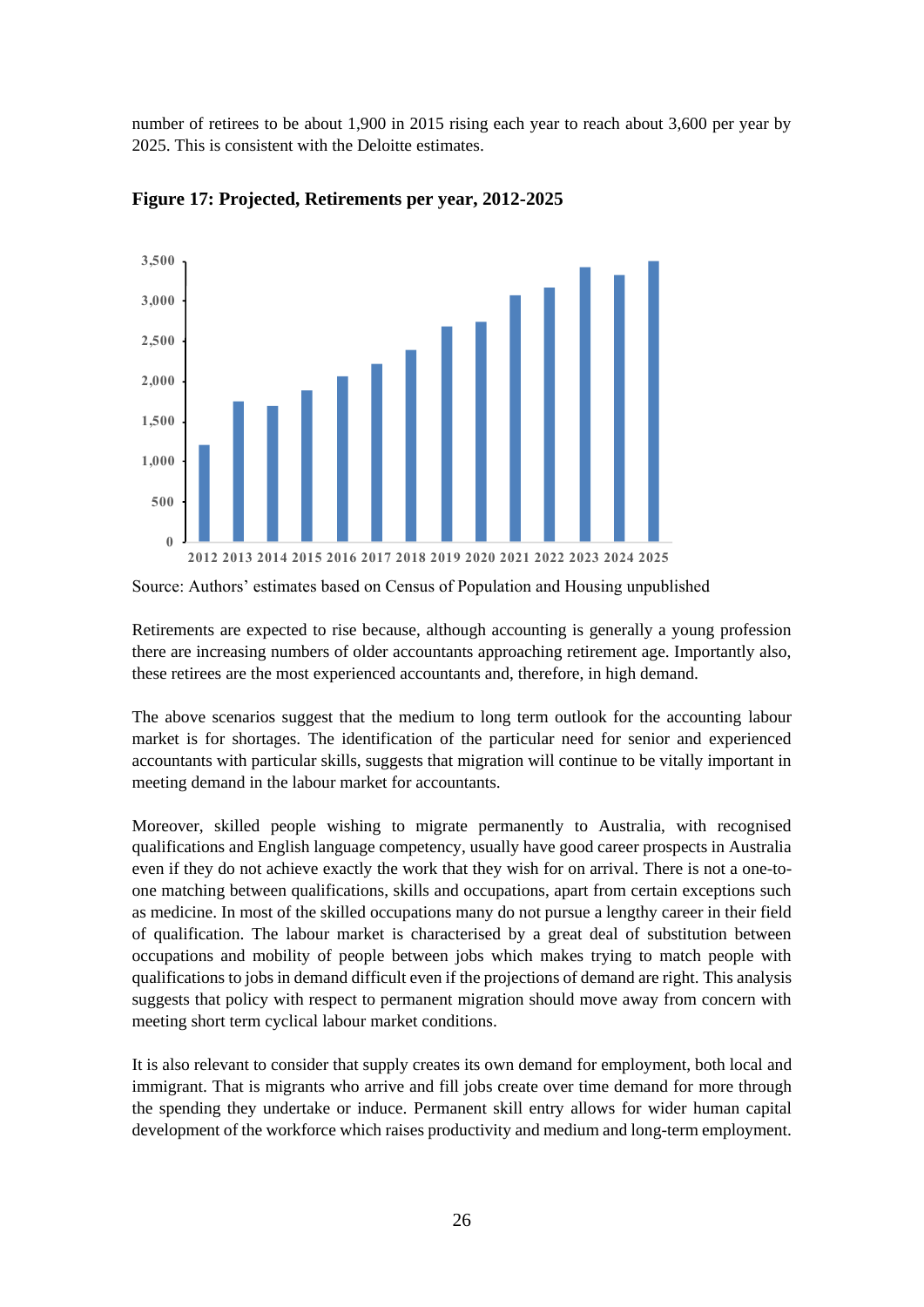number of retirees to be about 1,900 in 2015 rising each year to reach about 3,600 per year by 2025. This is consistent with the Deloitte estimates.

**Figure 17: Projected, Retirements per year, 2012-2025**

Source: Authors' estimates based on Census of Population and Housing unpublished

Retirements are expected to rise because, although accounting is generally a young profession there are increasing numbers of older accountants approaching retirement age. Importantly also, these retirees are the most experienced accountants and, therefore, in high demand.

The above scenarios suggest that the medium to long term outlook for the accounting labour market is for shortages. The identification of the particular need for senior and experienced accountants with particular skills, suggests that migration will continue to be vitally important in meeting demand in the labour market for accountants.

Moreover, skilled people wishing to migrate permanently to Australia, with recognised qualifications and English language competency, usually have good career prospects in Australia even if they do not achieve exactly the work that they wish for on arrival. There is not a one-to-one matching between qualifications, skills and occupations, apart from certain exceptions such as medicine. In most of the skilled occupations many do not pursue a lengthy career in their field of qualification. The labour market is characterised by a great deal of substitution between occupations and mobility of people between jobs which makes trying to match people with qualifications to jobs in demand difficult even if the projections of demand are right. This analysis suggests that policy with respect to permanent migration should move away from concern with meeting short term cyclical labour market conditions.

It is also relevant to consider that supply creates its own demand for employment, both local and immigrant. That is migrants who arrive and fill jobs create over time demand for more through the spending they undertake or induce. Permanent skill entry allows for wider human capital development of the workforce which raises productivity and medium and long-term employment.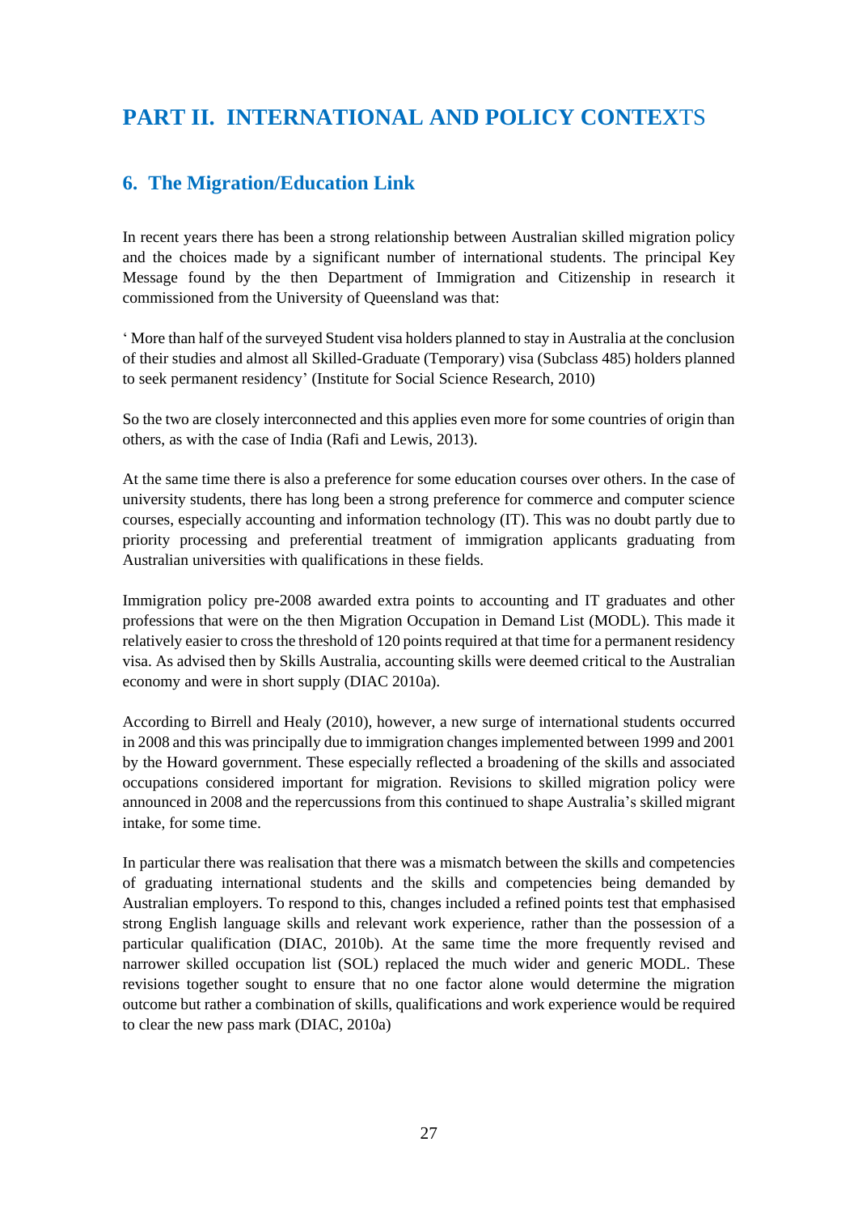# PART II. INTERNATIONAL AND POLICY CONTEXTS

## 6. The Migration/Education Link

In recent years there has been a strong relationship between Australian skilled migration policy and the choices made by a significant number of international students. The principal Key Message found by the then Department of Immigration and Citizenship in research it commissioned from the University of Queensland was that:

‘ More than half of the surveyed Student visa holders planned to stay in Australia at the conclusion of their studies and almost all Skilled-Graduate (Temporary) visa (Subclass 485) holders planned to seek permanent residency’ (Institute for Social Science Research, 2010)

So the two are closely interconnected and this applies even more for some countries of origin than others, as with the case of India (Rafi and Lewis, 2013).

At the same time there is also a preference for some education courses over others. In the case of university students, there has long been a strong preference for commerce and computer science courses, especially accounting and information technology (IT). This was no doubt partly due to priority processing and preferential treatment of immigration applicants graduating from Australian universities with qualifications in these fields.

Immigration policy pre-2008 awarded extra points to accounting and IT graduates and other professions that were on the then Migration Occupation in Demand List (MODL). This made it relatively easier to cross the threshold of 120 points required at that time for a permanent residency visa. As advised then by Skills Australia, accounting skills were deemed critical to the Australian economy and were in short supply (DIAC 2010a).

According to Birrell and Healy (2010), however, a new surge of international students occurred in 2008 and this was principally due to immigration changes implemented between 1999 and 2001 by the Howard government. These especially reflected a broadening of the skills and associated occupations considered important for migration. Revisions to skilled migration policy were announced in 2008 and the repercussions from this continued to shape Australia’s skilled migrant intake, for some time.

In particular there was realisation that there was a mismatch between the skills and competencies of graduating international students and the skills and competencies being demanded by Australian employers. To respond to this, changes included a refined points test that emphasised strong English language skills and relevant work experience, rather than the possession of a particular qualification (DIAC, 2010b). At the same time the more frequently revised and narrower skilled occupation list (SOL) replaced the much wider and generic MODL. These revisions together sought to ensure that no one factor alone would determine the migration outcome but rather a combination of skills, qualifications and work experience would be required to clear the new pass mark (DIAC, 2010a)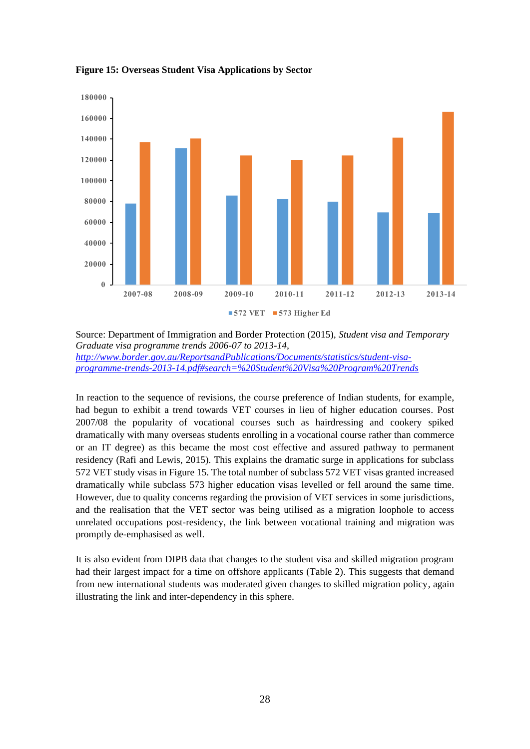**Figure 15: Overseas Student Visa Applications by Sector**

Source: Department of Immigration and Border Protection (2015), *Student visa and Temporary Graduate visa programme trends 2006-07 to 2013-14*, *http://www.border.gov.au/ReportsandPublications/Documents/statistics/student-visa-programme-trends-2013-14.pdf#search=%20Student%20Visa%20Program%20Trends*

In reaction to the sequence of revisions, the course preference of Indian students, for example, had begun to exhibit a trend towards VET courses in lieu of higher education courses. Post 2007/08 the popularity of vocational courses such as hairdressing and cookery spiked dramatically with many overseas students enrolling in a vocational course rather than commerce or an IT degree) as this became the most cost effective and assured pathway to permanent residency (Rafi and Lewis, 2015). This explains the dramatic surge in applications for subclass 572 VET study visas in Figure 15. The total number of subclass 572 VET visas granted increased dramatically while subclass 573 higher education visas levelled or fell around the same time. However, due to quality concerns regarding the provision of VET services in some jurisdictions, and the realisation that the VET sector was being utilised as a migration loophole to access unrelated occupations post-residency, the link between vocational training and migration was promptly de-emphasised as well.

It is also evident from DIPB data that changes to the student visa and skilled migration program had their largest impact for a time on offshore applicants (Table 2). This suggests that demand from new international students was moderated given changes to skilled migration policy, again illustrating the link and inter-dependency in this sphere.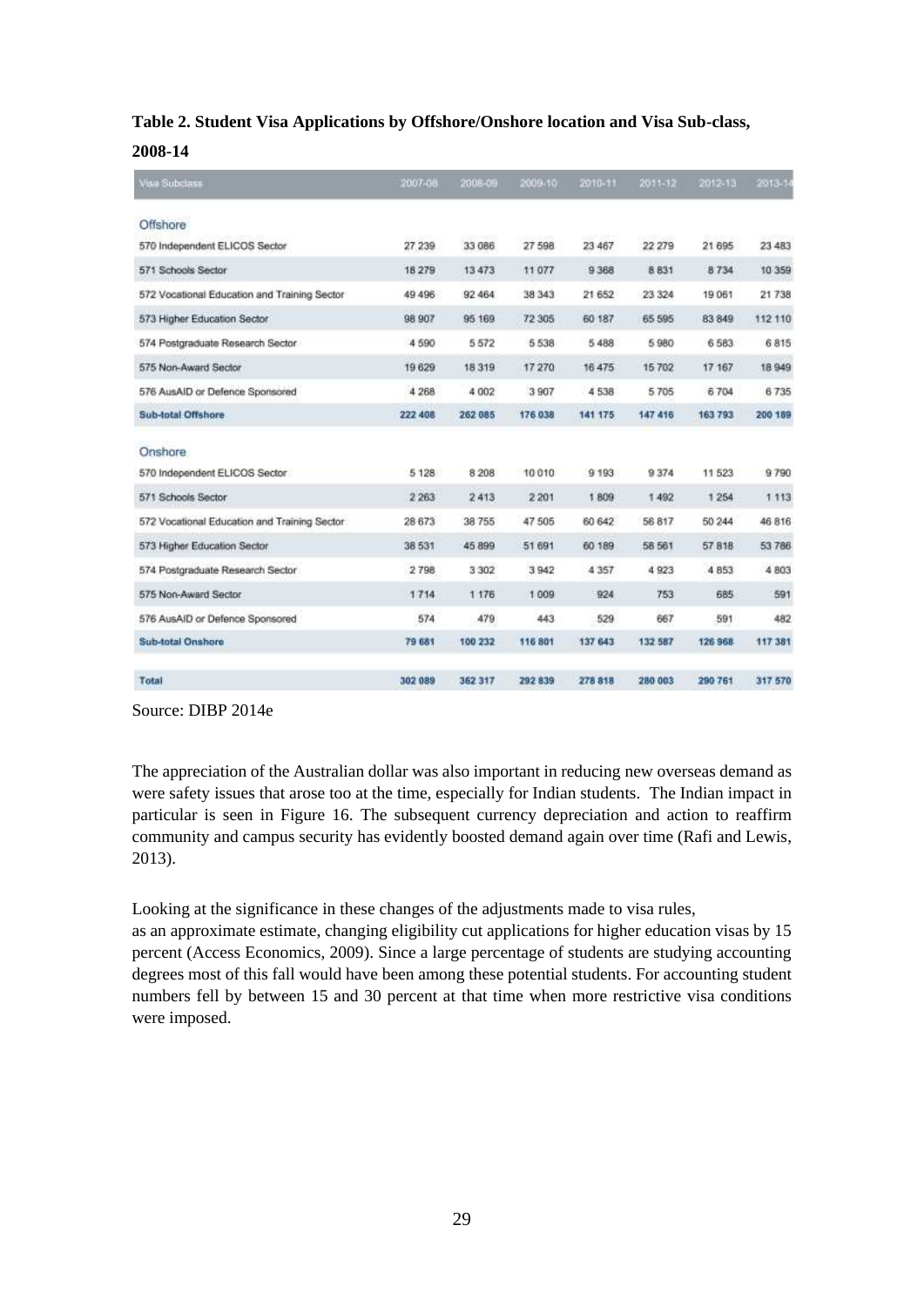**Table 2. Student Visa Applications by Offshore/Onshore location and Visa Sub-class, 2008-14**

| Visa Subclass | 2007-08 | 2008-09 | 2009-10 | 2010-11 | 2011-12 | 2012-13 | 2013-14 |
|---|---|---|---|---|---|---|---|
| Offshore | | | | | | | |
| 570 Independent ELICOS Sector | 27 239 | 33 086 | 27 598 | 23 467 | 22 279 | 21 695 | 23 483 |
| 571 Schools Sector | 18 279 | 13 473 | 11 077 | 9 368 | 8 831 | 8 734 | 10 359 |
| 572 Vocational Education and Training Sector | 49 496 | 92 464 | 38 343 | 21 652 | 23 324 | 19 061 | 21 738 |
| 573 Higher Education Sector | 98 907 | 95 169 | 72 305 | 60 187 | 65 595 | 83 849 | 112 110 |
| 574 Postgraduate Research Sector | 4 590 | 5 572 | 5 538 | 5 488 | 5 980 | 6 583 | 6 815 |
| 575 Non-Award Sector | 19 629 | 18 319 | 17 270 | 16 475 | 15 702 | 17 167 | 18 949 |
| 576 AusAID or Defence Sponsored | 4 268 | 4 002 | 3 907 | 4 538 | 5 705 | 6 704 | 6 735 |
| **Sub-total Offshore** | **222 408** | **262 085** | **176 038** | **141 175** | **147 416** | **163 793** | **200 189** |
| Onshore | | | | | | | |
| 570 Independent ELICOS Sector | 5 128 | 8 208 | 10 010 | 9 193 | 9 374 | 11 523 | 9 790 |
| 571 Schools Sector | 2 263 | 2 413 | 2 201 | 1 809 | 1 492 | 1 254 | 1 113 |
| 572 Vocational Education and Training Sector | 28 673 | 38 755 | 47 505 | 60 642 | 56 817 | 50 244 | 46 816 |
| 573 Higher Education Sector | 38 531 | 45 899 | 51 691 | 60 189 | 58 561 | 57 818 | 53 786 |
| 574 Postgraduate Research Sector | 2 798 | 3 302 | 3 942 | 4 357 | 4 923 | 4 853 | 4 803 |
| 575 Non-Award Sector | 1 714 | 1 176 | 1 009 | 924 | 753 | 685 | 591 |
| 576 AusAID or Defence Sponsored | 574 | 479 | 443 | 529 | 667 | 591 | 482 |
| **Sub-total Onshore** | **79 681** | **100 232** | **116 801** | **137 643** | **132 587** | **126 968** | **117 381** |
| **Total** | **302 089** | **362 317** | **292 839** | **278 818** | **280 003** | **290 761** | **317 570** |

Source: DIBP 2014e

The appreciation of the Australian dollar was also important in reducing new overseas demand as were safety issues that arose too at the time, especially for Indian students. The Indian impact in particular is seen in Figure 16. The subsequent currency depreciation and action to reaffirm community and campus security has evidently boosted demand again over time (Rafi and Lewis, 2013).

Looking at the significance in these changes of the adjustments made to visa rules,
as an approximate estimate, changing eligibility cut applications for higher education visas by 15 percent (Access Economics, 2009). Since a large percentage of students are studying accounting degrees most of this fall would have been among these potential students. For accounting student numbers fell by between 15 and 30 percent at that time when more restrictive visa conditions were imposed.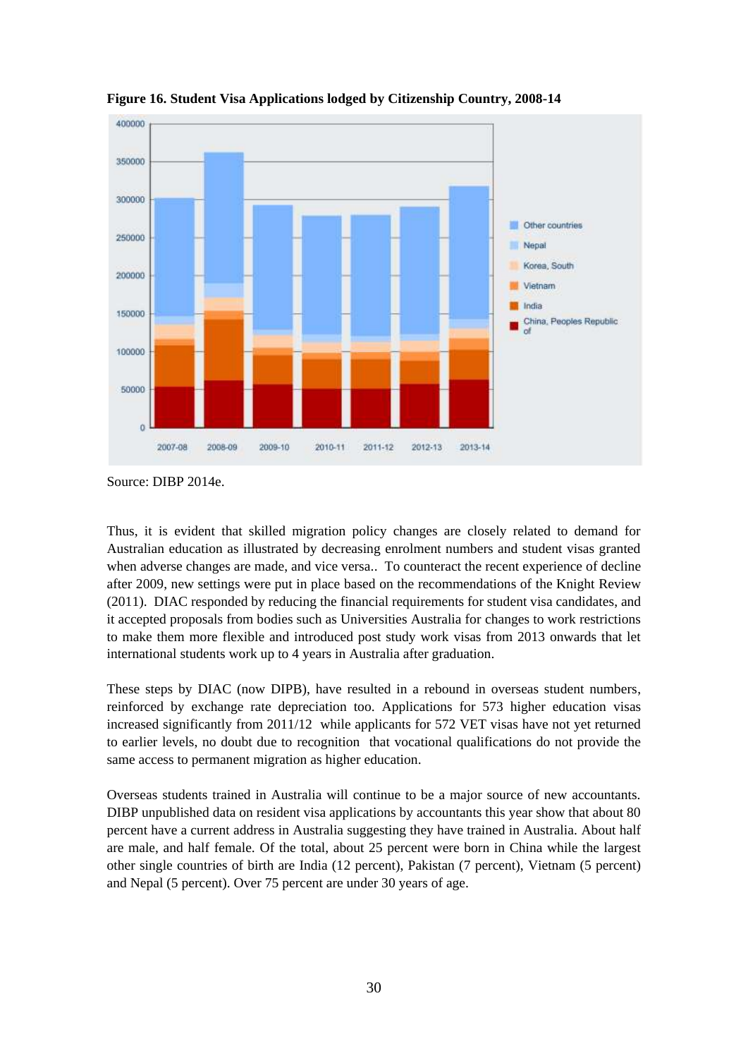**Figure 16. Student Visa Applications lodged by Citizenship Country, 2008-14**

Source: DIBP 2014e.

Thus, it is evident that skilled migration policy changes are closely related to demand for Australian education as illustrated by decreasing enrolment numbers and student visas granted when adverse changes are made, and vice versa.. To counteract the recent experience of decline after 2009, new settings were put in place based on the recommendations of the Knight Review (2011). DIAC responded by reducing the financial requirements for student visa candidates, and it accepted proposals from bodies such as Universities Australia for changes to work restrictions to make them more flexible and introduced post study work visas from 2013 onwards that let international students work up to 4 years in Australia after graduation.

These steps by DIAC (now DIPB), have resulted in a rebound in overseas student numbers, reinforced by exchange rate depreciation too. Applications for 573 higher education visas increased significantly from 2011/12 while applicants for 572 VET visas have not yet returned to earlier levels, no doubt due to recognition that vocational qualifications do not provide the same access to permanent migration as higher education.

Overseas students trained in Australia will continue to be a major source of new accountants. DIBP unpublished data on resident visa applications by accountants this year show that about 80 percent have a current address in Australia suggesting they have trained in Australia. About half are male, and half female. Of the total, about 25 percent were born in China while the largest other single countries of birth are India (12 percent), Pakistan (7 percent), Vietnam (5 percent) and Nepal (5 percent). Over 75 percent are under 30 years of age.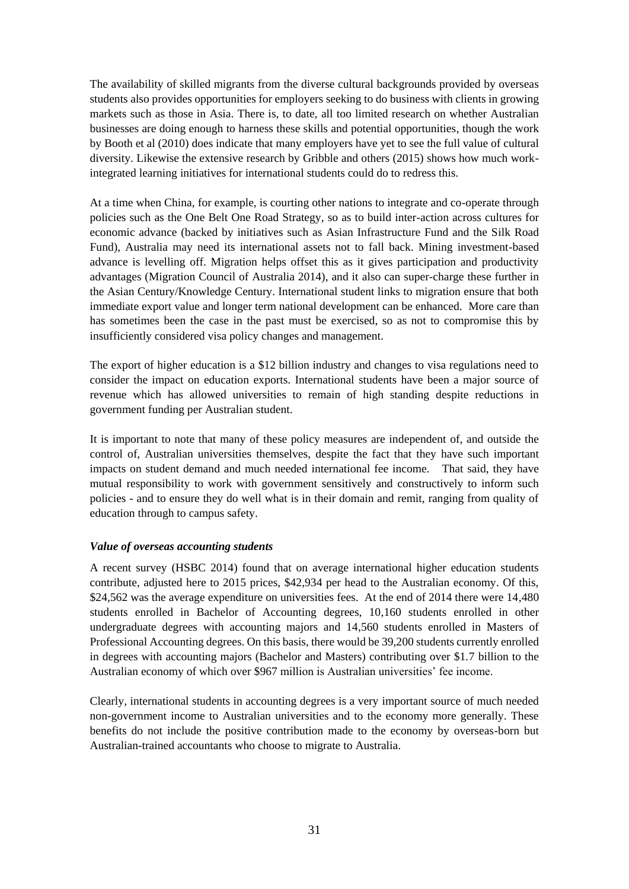The availability of skilled migrants from the diverse cultural backgrounds provided by overseas students also provides opportunities for employers seeking to do business with clients in growing markets such as those in Asia. There is, to date, all too limited research on whether Australian businesses are doing enough to harness these skills and potential opportunities, though the work by Booth et al (2010) does indicate that many employers have yet to see the full value of cultural diversity. Likewise the extensive research by Gribble and others (2015) shows how much work-integrated learning initiatives for international students could do to redress this.

At a time when China, for example, is courting other nations to integrate and co-operate through policies such as the One Belt One Road Strategy, so as to build inter-action across cultures for economic advance (backed by initiatives such as Asian Infrastructure Fund and the Silk Road Fund), Australia may need its international assets not to fall back. Mining investment-based advance is levelling off. Migration helps offset this as it gives participation and productivity advantages (Migration Council of Australia 2014), and it also can super-charge these further in the Asian Century/Knowledge Century. International student links to migration ensure that both immediate export value and longer term national development can be enhanced. More care than has sometimes been the case in the past must be exercised, so as not to compromise this by insufficiently considered visa policy changes and management.

The export of higher education is a $12 billion industry and changes to visa regulations need to consider the impact on education exports. International students have been a major source of revenue which has allowed universities to remain of high standing despite reductions in government funding per Australian student.

It is important to note that many of these policy measures are independent of, and outside the control of, Australian universities themselves, despite the fact that they have such important impacts on student demand and much needed international fee income. That said, they have mutual responsibility to work with government sensitively and constructively to inform such policies - and to ensure they do well what is in their domain and remit, ranging from quality of education through to campus safety.

***Value of overseas accounting students***

A recent survey (HSBC 2014) found that on average international higher education students contribute, adjusted here to 2015 prices, $42,934 per head to the Australian economy. Of this, $24,562 was the average expenditure on universities fees. At the end of 2014 there were 14,480 students enrolled in Bachelor of Accounting degrees, 10,160 students enrolled in other undergraduate degrees with accounting majors and 14,560 students enrolled in Masters of Professional Accounting degrees. On this basis, there would be 39,200 students currently enrolled in degrees with accounting majors (Bachelor and Masters) contributing over $1.7 billion to the Australian economy of which over $967 million is Australian universities' fee income.

Clearly, international students in accounting degrees is a very important source of much needed non-government income to Australian universities and to the economy more generally. These benefits do not include the positive contribution made to the economy by overseas-born but Australian-trained accountants who choose to migrate to Australia.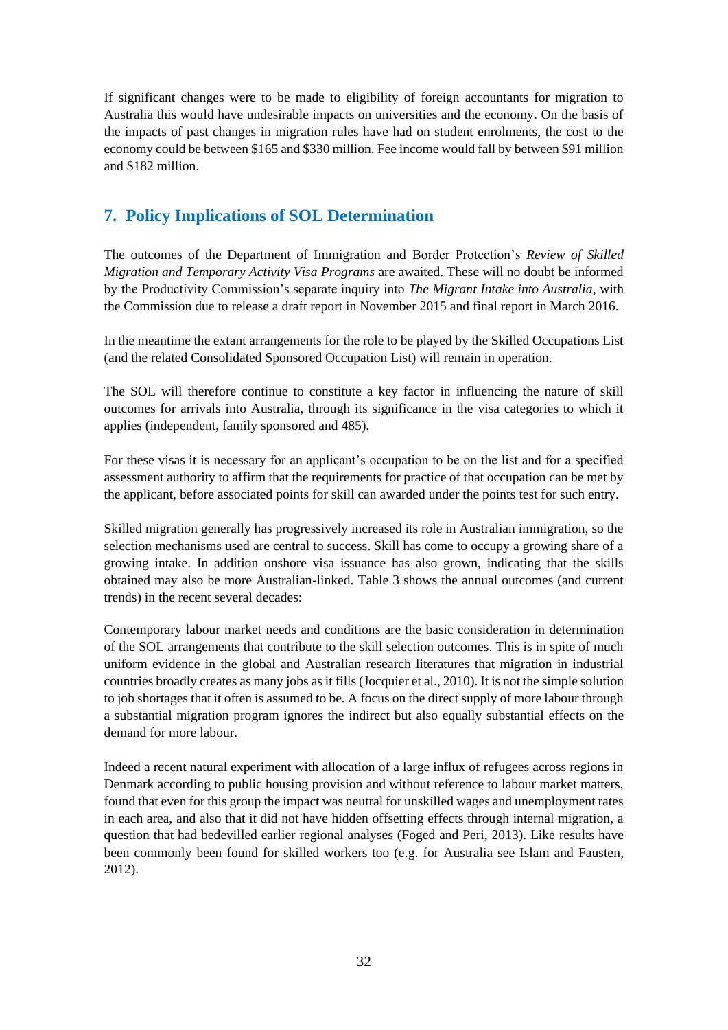If significant changes were to be made to eligibility of foreign accountants for migration to Australia this would have undesirable impacts on universities and the economy. On the basis of the impacts of past changes in migration rules have had on student enrolments, the cost to the economy could be between $165 and $330 million. Fee income would fall by between $91 million and $182 million.

## 7. Policy Implications of SOL Determination

The outcomes of the Department of Immigration and Border Protection's *Review of Skilled Migration and Temporary Activity Visa Programs* are awaited. These will no doubt be informed by the Productivity Commission's separate inquiry into *The Migrant Intake into Australia*, with the Commission due to release a draft report in November 2015 and final report in March 2016.

In the meantime the extant arrangements for the role to be played by the Skilled Occupations List (and the related Consolidated Sponsored Occupation List) will remain in operation.

The SOL will therefore continue to constitute a key factor in influencing the nature of skill outcomes for arrivals into Australia, through its significance in the visa categories to which it applies (independent, family sponsored and 485).

For these visas it is necessary for an applicant's occupation to be on the list and for a specified assessment authority to affirm that the requirements for practice of that occupation can be met by the applicant, before associated points for skill can awarded under the points test for such entry.

Skilled migration generally has progressively increased its role in Australian immigration, so the selection mechanisms used are central to success. Skill has come to occupy a growing share of a growing intake. In addition onshore visa issuance has also grown, indicating that the skills obtained may also be more Australian-linked. Table 3 shows the annual outcomes (and current trends) in the recent several decades:

Contemporary labour market needs and conditions are the basic consideration in determination of the SOL arrangements that contribute to the skill selection outcomes. This is in spite of much uniform evidence in the global and Australian research literatures that migration in industrial countries broadly creates as many jobs as it fills (Jocquier et al., 2010). It is not the simple solution to job shortages that it often is assumed to be. A focus on the direct supply of more labour through a substantial migration program ignores the indirect but also equally substantial effects on the demand for more labour.

Indeed a recent natural experiment with allocation of a large influx of refugees across regions in Denmark according to public housing provision and without reference to labour market matters, found that even for this group the impact was neutral for unskilled wages and unemployment rates in each area, and also that it did not have hidden offsetting effects through internal migration, a question that had bedevilled earlier regional analyses (Foged and Peri, 2013). Like results have been commonly been found for skilled workers too (e.g. for Australia see Islam and Fausten, 2012).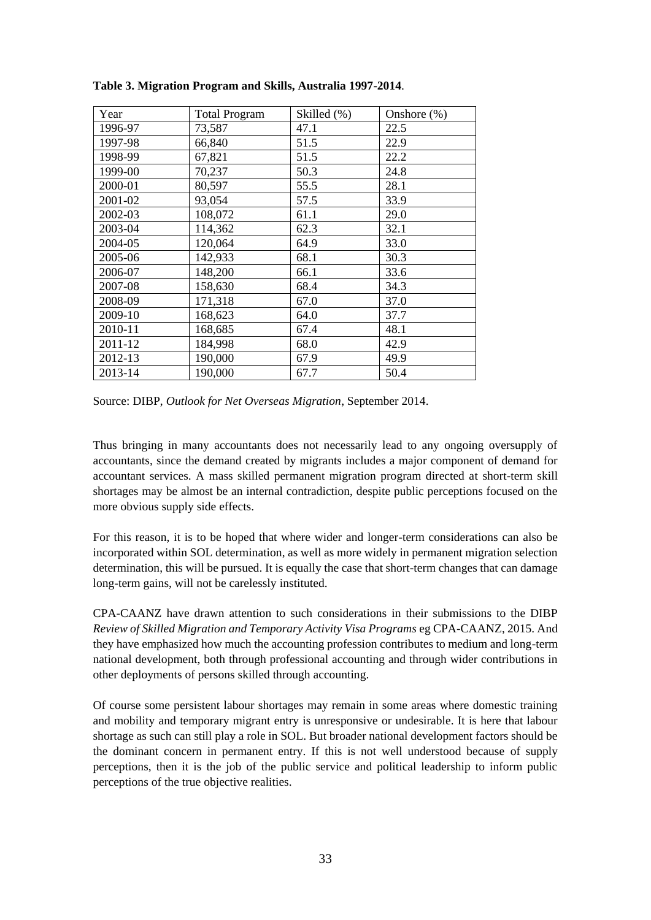**Table 3. Migration Program and Skills, Australia 1997-2014**.

| Year | Total Program | Skilled (%) | Onshore (%) |
|---|---|---|---|
| 1996-97 | 73,587 | 47.1 | 22.5 |
| 1997-98 | 66,840 | 51.5 | 22.9 |
| 1998-99 | 67,821 | 51.5 | 22.2 |
| 1999-00 | 70,237 | 50.3 | 24.8 |
| 2000-01 | 80,597 | 55.5 | 28.1 |
| 2001-02 | 93,054 | 57.5 | 33.9 |
| 2002-03 | 108,072 | 61.1 | 29.0 |
| 2003-04 | 114,362 | 62.3 | 32.1 |
| 2004-05 | 120,064 | 64.9 | 33.0 |
| 2005-06 | 142,933 | 68.1 | 30.3 |
| 2006-07 | 148,200 | 66.1 | 33.6 |
| 2007-08 | 158,630 | 68.4 | 34.3 |
| 2008-09 | 171,318 | 67.0 | 37.0 |
| 2009-10 | 168,623 | 64.0 | 37.7 |
| 2010-11 | 168,685 | 67.4 | 48.1 |
| 2011-12 | 184,998 | 68.0 | 42.9 |
| 2012-13 | 190,000 | 67.9 | 49.9 |
| 2013-14 | 190,000 | 67.7 | 50.4 |

Source: DIBP, *Outlook for Net Overseas Migration*, September 2014.

Thus bringing in many accountants does not necessarily lead to any ongoing oversupply of accountants, since the demand created by migrants includes a major component of demand for accountant services. A mass skilled permanent migration program directed at short-term skill shortages may be almost be an internal contradiction, despite public perceptions focused on the more obvious supply side effects.

For this reason, it is to be hoped that where wider and longer-term considerations can also be incorporated within SOL determination, as well as more widely in permanent migration selection determination, this will be pursued. It is equally the case that short-term changes that can damage long-term gains, will not be carelessly instituted.

CPA-CAANZ have drawn attention to such considerations in their submissions to the DIBP *Review of Skilled Migration and Temporary Activity Visa Programs* eg CPA-CAANZ, 2015. And they have emphasized how much the accounting profession contributes to medium and long-term national development, both through professional accounting and through wider contributions in other deployments of persons skilled through accounting.

Of course some persistent labour shortages may remain in some areas where domestic training and mobility and temporary migrant entry is unresponsive or undesirable. It is here that labour shortage as such can still play a role in SOL. But broader national development factors should be the dominant concern in permanent entry. If this is not well understood because of supply perceptions, then it is the job of the public service and political leadership to inform public perceptions of the true objective realities.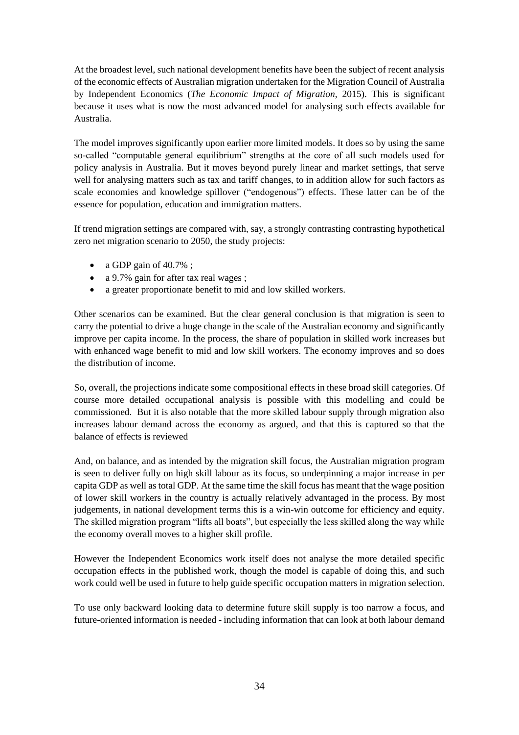At the broadest level, such national development benefits have been the subject of recent analysis of the economic effects of Australian migration undertaken for the Migration Council of Australia by Independent Economics (*The Economic Impact of Migration*, 2015). This is significant because it uses what is now the most advanced model for analysing such effects available for Australia.

The model improves significantly upon earlier more limited models. It does so by using the same so-called "computable general equilibrium" strengths at the core of all such models used for policy analysis in Australia. But it moves beyond purely linear and market settings, that serve well for analysing matters such as tax and tariff changes, to in addition allow for such factors as scale economies and knowledge spillover ("endogenous") effects. These latter can be of the essence for population, education and immigration matters.

If trend migration settings are compared with, say, a strongly contrasting contrasting hypothetical zero net migration scenario to 2050, the study projects:

- a GDP gain of 40.7% ;
- a 9.7% gain for after tax real wages ;
- a greater proportionate benefit to mid and low skilled workers.

Other scenarios can be examined. But the clear general conclusion is that migration is seen to carry the potential to drive a huge change in the scale of the Australian economy and significantly improve per capita income. In the process, the share of population in skilled work increases but with enhanced wage benefit to mid and low skill workers. The economy improves and so does the distribution of income.

So, overall, the projections indicate some compositional effects in these broad skill categories. Of course more detailed occupational analysis is possible with this modelling and could be commissioned. But it is also notable that the more skilled labour supply through migration also increases labour demand across the economy as argued, and that this is captured so that the balance of effects is reviewed

And, on balance, and as intended by the migration skill focus, the Australian migration program is seen to deliver fully on high skill labour as its focus, so underpinning a major increase in per capita GDP as well as total GDP. At the same time the skill focus has meant that the wage position of lower skill workers in the country is actually relatively advantaged in the process. By most judgements, in national development terms this is a win-win outcome for efficiency and equity. The skilled migration program "lifts all boats", but especially the less skilled along the way while the economy overall moves to a higher skill profile.

However the Independent Economics work itself does not analyse the more detailed specific occupation effects in the published work, though the model is capable of doing this, and such work could well be used in future to help guide specific occupation matters in migration selection.

To use only backward looking data to determine future skill supply is too narrow a focus, and future-oriented information is needed - including information that can look at both labour demand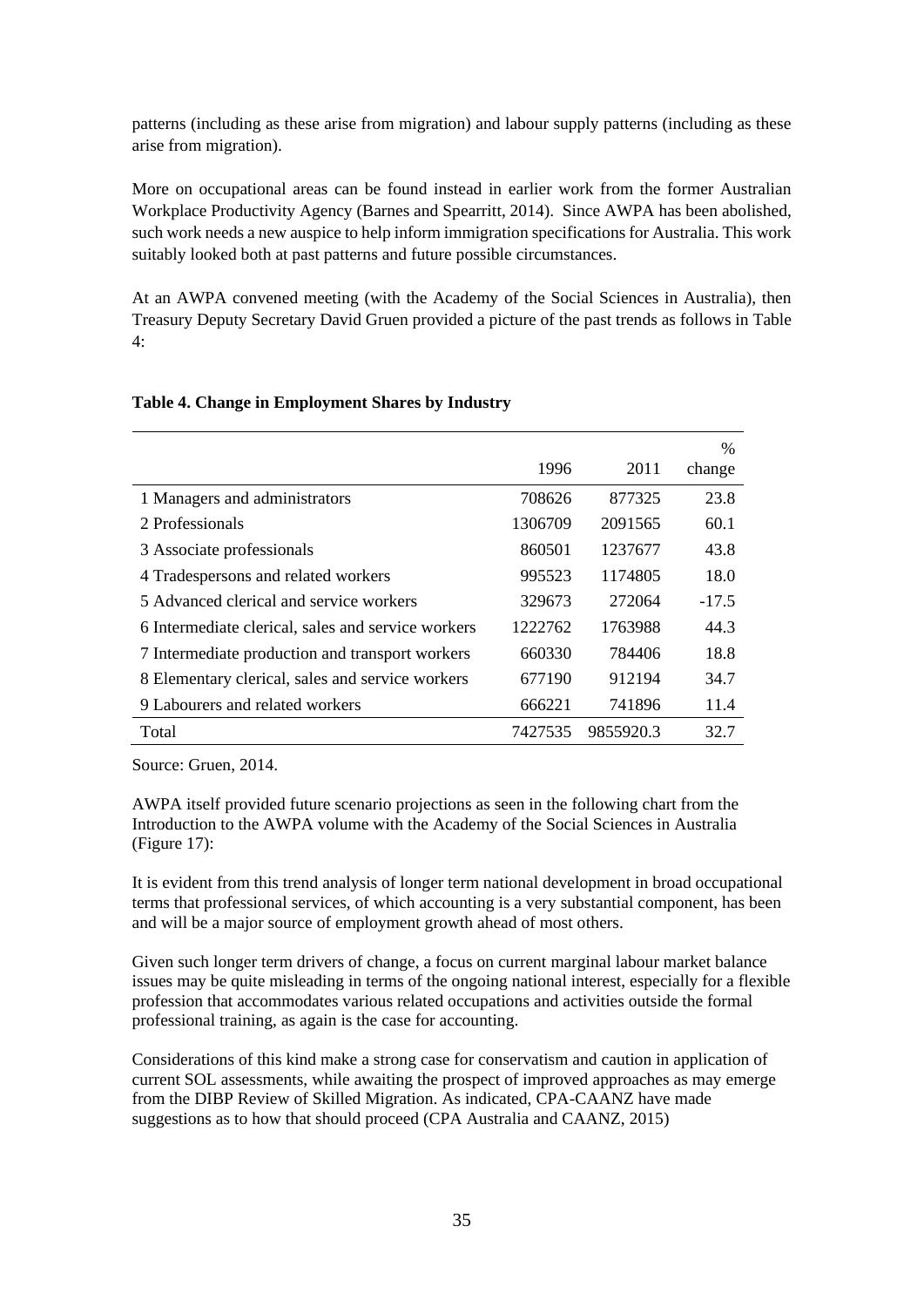patterns (including as these arise from migration) and labour supply patterns (including as these arise from migration).

More on occupational areas can be found instead in earlier work from the former Australian Workplace Productivity Agency (Barnes and Spearritt, 2014). Since AWPA has been abolished, such work needs a new auspice to help inform immigration specifications for Australia. This work suitably looked both at past patterns and future possible circumstances.

At an AWPA convened meeting (with the Academy of the Social Sciences in Australia), then Treasury Deputy Secretary David Gruen provided a picture of the past trends as follows in Table 4:

**Table 4. Change in Employment Shares by Industry**

| | 1996 | 2011 | % change |
|---|---|---|---|
| 1 Managers and administrators | 708626 | 877325 | 23.8 |
| 2 Professionals | 1306709 | 2091565 | 60.1 |
| 3 Associate professionals | 860501 | 1237677 | 43.8 |
| 4 Tradespersons and related workers | 995523 | 1174805 | 18.0 |
| 5 Advanced clerical and service workers | 329673 | 272064 | -17.5 |
| 6 Intermediate clerical, sales and service workers | 1222762 | 1763988 | 44.3 |
| 7 Intermediate production and transport workers | 660330 | 784406 | 18.8 |
| 8 Elementary clerical, sales and service workers | 677190 | 912194 | 34.7 |
| 9 Labourers and related workers | 666221 | 741896 | 11.4 |
| Total | 7427535 | 9855920.3 | 32.7 |

Source: Gruen, 2014.

AWPA itself provided future scenario projections as seen in the following chart from the Introduction to the AWPA volume with the Academy of the Social Sciences in Australia (Figure 17):

It is evident from this trend analysis of longer term national development in broad occupational terms that professional services, of which accounting is a very substantial component, has been and will be a major source of employment growth ahead of most others.

Given such longer term drivers of change, a focus on current marginal labour market balance issues may be quite misleading in terms of the ongoing national interest, especially for a flexible profession that accommodates various related occupations and activities outside the formal professional training, as again is the case for accounting.

Considerations of this kind make a strong case for conservatism and caution in application of current SOL assessments, while awaiting the prospect of improved approaches as may emerge from the DIBP Review of Skilled Migration. As indicated, CPA-CAANZ have made suggestions as to how that should proceed (CPA Australia and CAANZ, 2015)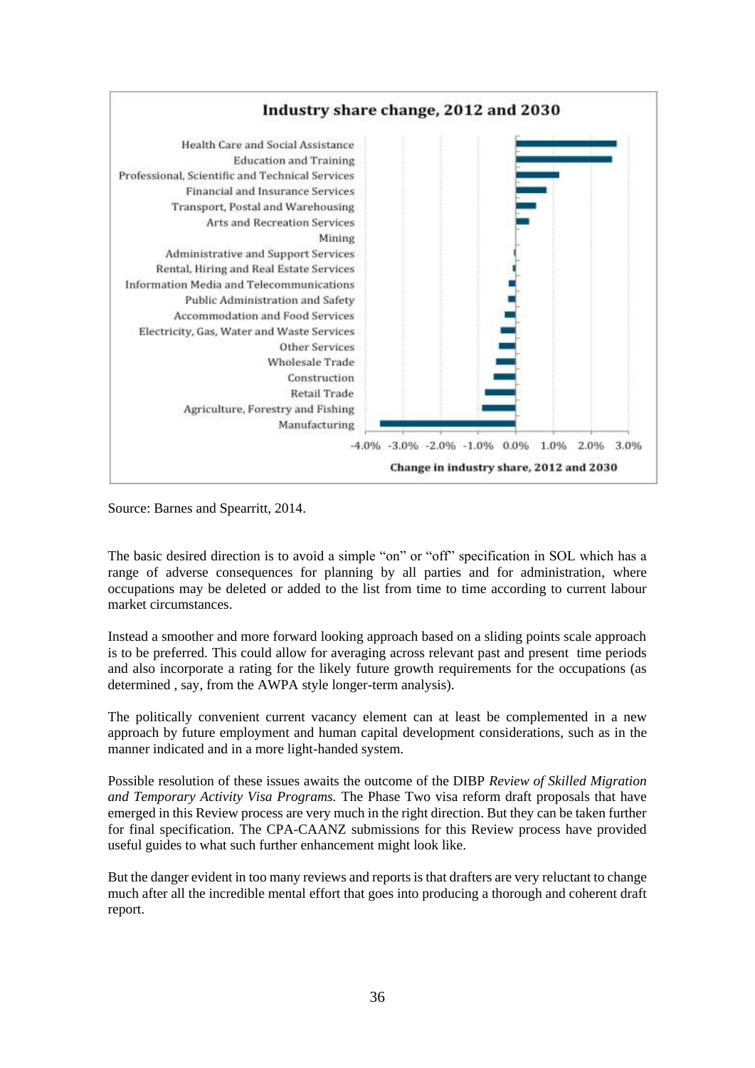**Industry share change, 2012 and 2030**

Health Care and Social Assistance
Education and Training
Professional, Scientific and Technical Services
Financial and Insurance Services
Transport, Postal and Warehousing
Arts and Recreation Services
Mining
Administrative and Support Services
Rental, Hiring and Real Estate Services
Information Media and Telecommunications
Public Administration and Safety
Accommodation and Food Services
Electricity, Gas, Water and Waste Services
Other Services
Wholesale Trade
Construction
Retail Trade
Agriculture, Forestry and Fishing
Manufacturing

-4.0% -3.0% -2.0% -1.0% 0.0% 1.0% 2.0% 3.0%

Change in industry share, 2012 and 2030

Source: Barnes and Spearritt, 2014.

The basic desired direction is to avoid a simple "on" or "off" specification in SOL which has a range of adverse consequences for planning by all parties and for administration, where occupations may be deleted or added to the list from time to time according to current labour market circumstances.

Instead a smoother and more forward looking approach based on a sliding points scale approach is to be preferred. This could allow for averaging across relevant past and present time periods and also incorporate a rating for the likely future growth requirements for the occupations (as determined , say, from the AWPA style longer-term analysis).

The politically convenient current vacancy element can at least be complemented in a new approach by future employment and human capital development considerations, such as in the manner indicated and in a more light-handed system.

Possible resolution of these issues awaits the outcome of the DIBP *Review of Skilled Migration and Temporary Activity Visa Programs.* The Phase Two visa reform draft proposals that have emerged in this Review process are very much in the right direction. But they can be taken further for final specification. The CPA-CAANZ submissions for this Review process have provided useful guides to what such further enhancement might look like.

But the danger evident in too many reviews and reports is that drafters are very reluctant to change much after all the incredible mental effort that goes into producing a thorough and coherent draft report.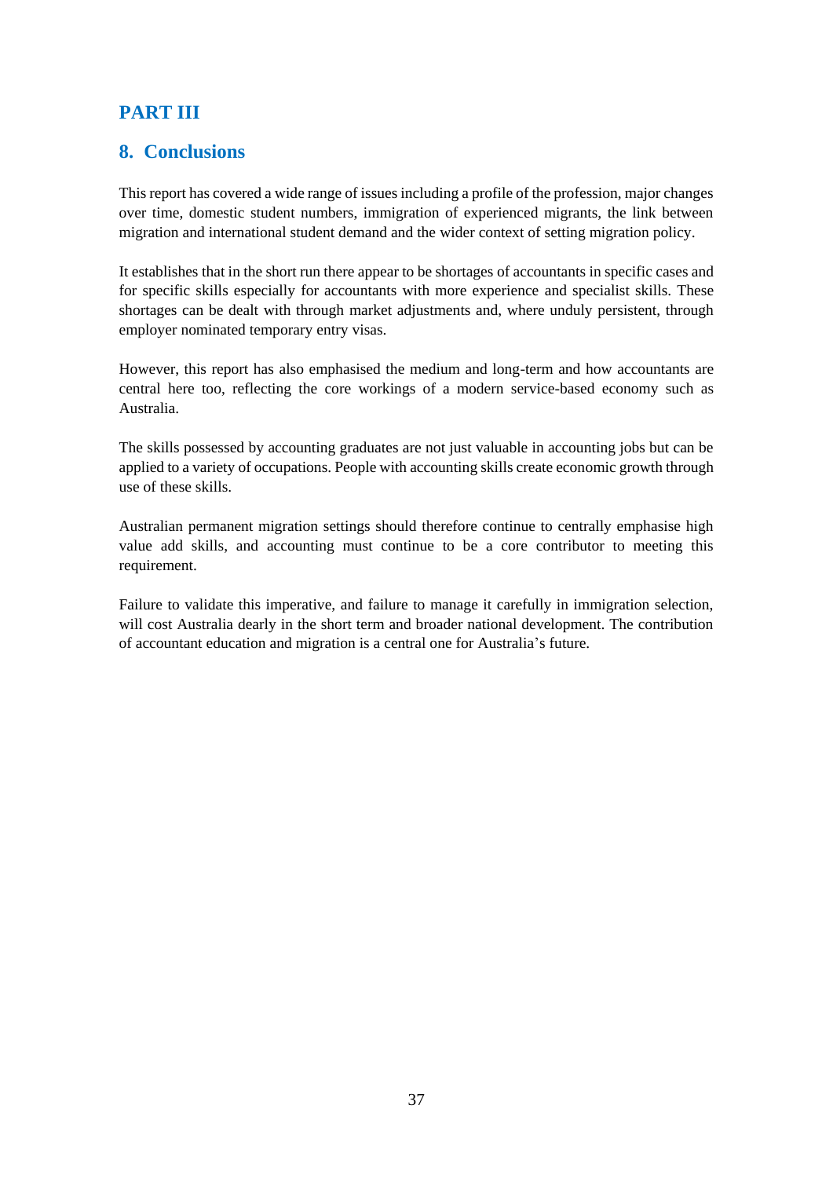# PART III

## 8. Conclusions

This report has covered a wide range of issues including a profile of the profession, major changes over time, domestic student numbers, immigration of experienced migrants, the link between migration and international student demand and the wider context of setting migration policy.

It establishes that in the short run there appear to be shortages of accountants in specific cases and for specific skills especially for accountants with more experience and specialist skills. These shortages can be dealt with through market adjustments and, where unduly persistent, through employer nominated temporary entry visas.

However, this report has also emphasised the medium and long-term and how accountants are central here too, reflecting the core workings of a modern service-based economy such as Australia.

The skills possessed by accounting graduates are not just valuable in accounting jobs but can be applied to a variety of occupations. People with accounting skills create economic growth through use of these skills.

Australian permanent migration settings should therefore continue to centrally emphasise high value add skills, and accounting must continue to be a core contributor to meeting this requirement.

Failure to validate this imperative, and failure to manage it carefully in immigration selection, will cost Australia dearly in the short term and broader national development. The contribution of accountant education and migration is a central one for Australia's future.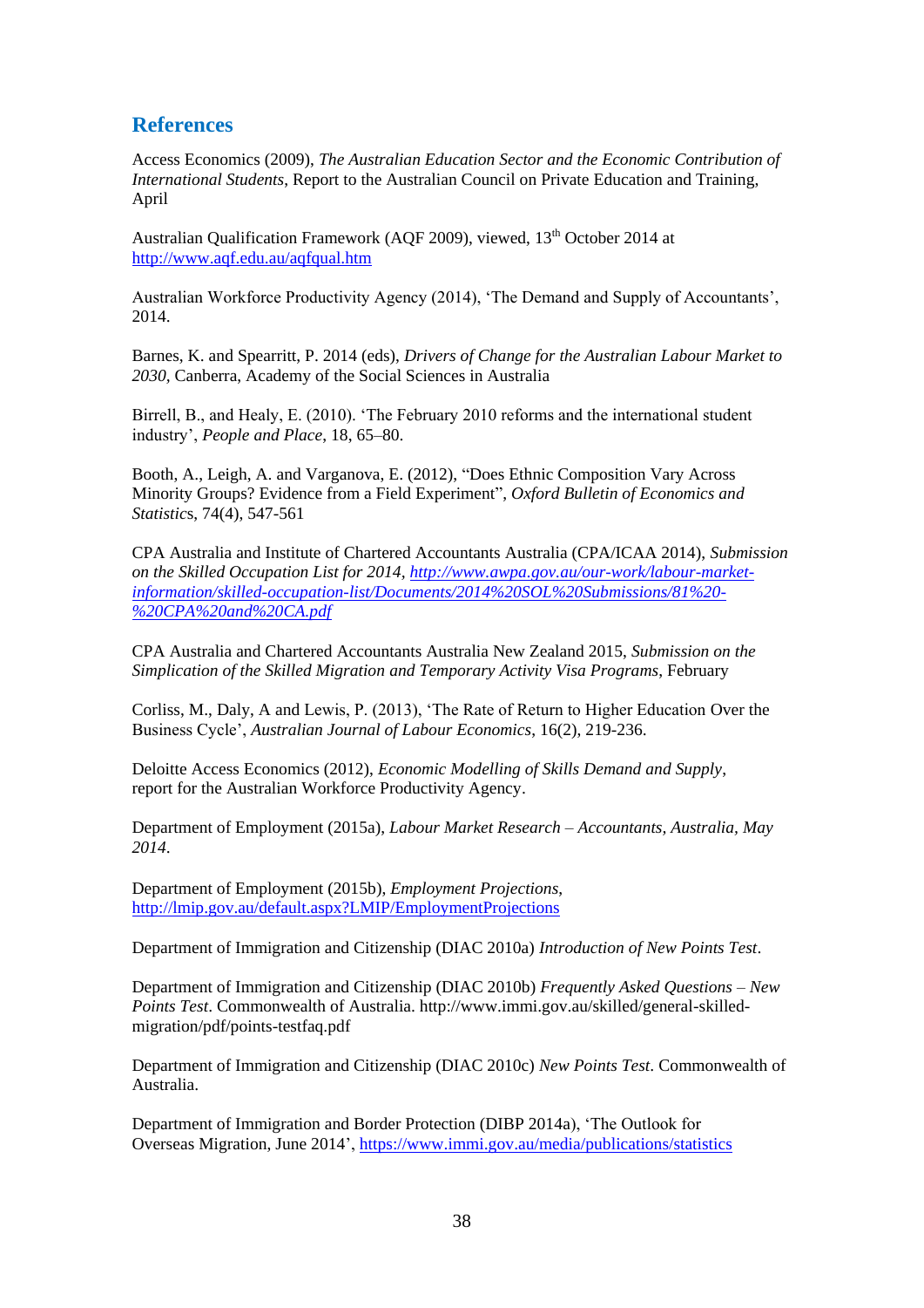## References

Access Economics (2009), *The Australian Education Sector and the Economic Contribution of International Students*, Report to the Australian Council on Private Education and Training, April

Australian Qualification Framework (AQF 2009), viewed, 13th October 2014 at http://www.aqf.edu.au/aqfqual.htm

Australian Workforce Productivity Agency (2014), 'The Demand and Supply of Accountants', 2014.

Barnes, K. and Spearritt, P. 2014 (eds), *Drivers of Change for the Australian Labour Market to 2030*, Canberra, Academy of the Social Sciences in Australia

Birrell, B., and Healy, E. (2010). 'The February 2010 reforms and the international student industry', *People and Place*, 18, 65–80.

Booth, A., Leigh, A. and Varganova, E. (2012), "Does Ethnic Composition Vary Across Minority Groups? Evidence from a Field Experiment", *Oxford Bulletin of Economics and Statistic*s, 74(4), 547-561

CPA Australia and Institute of Chartered Accountants Australia (CPA/ICAA 2014), *Submission on the Skilled Occupation List for 2014, http://www.awpa.gov.au/our-work/labour-market-information/skilled-occupation-list/Documents/2014%20SOL%20Submissions/81%20-%20CPA%20and%20CA.pdf*

CPA Australia and Chartered Accountants Australia New Zealand 2015, *Submission on the Simplication of the Skilled Migration and Temporary Activity Visa Programs*, February

Corliss, M., Daly, A and Lewis, P. (2013), 'The Rate of Return to Higher Education Over the Business Cycle', *Australian Journal of Labour Economics*, 16(2), 219-236.

Deloitte Access Economics (2012), *Economic Modelling of Skills Demand and Supply*, report for the Australian Workforce Productivity Agency.

Department of Employment (2015a), *Labour Market Research – Accountants, Australia, May 2014*.

Department of Employment (2015b), *Employment Projections*, http://lmip.gov.au/default.aspx?LMIP/EmploymentProjections

Department of Immigration and Citizenship (DIAC 2010a) *Introduction of New Points Test*.

Department of Immigration and Citizenship (DIAC 2010b) *Frequently Asked Questions – New Points Test*. Commonwealth of Australia. http://www.immi.gov.au/skilled/general-skilled-migration/pdf/points-testfaq.pdf

Department of Immigration and Citizenship (DIAC 2010c) *New Points Test*. Commonwealth of Australia.

Department of Immigration and Border Protection (DIBP 2014a), 'The Outlook for Overseas Migration, June 2014', https://www.immi.gov.au/media/publications/statistics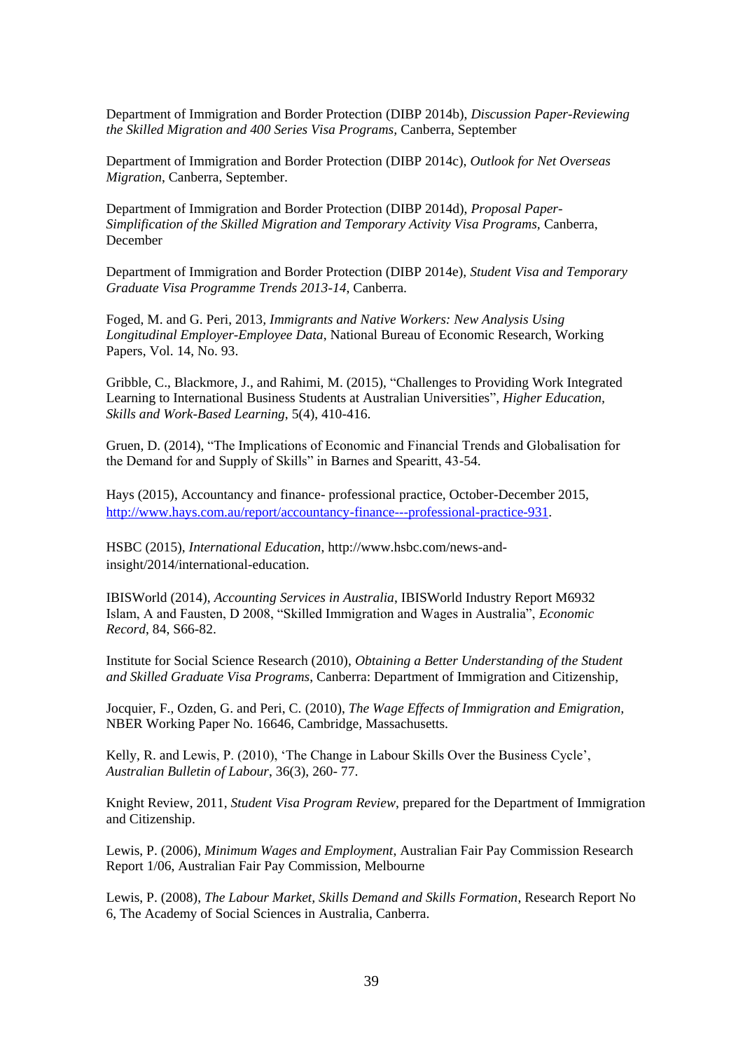Department of Immigration and Border Protection (DIBP 2014b), *Discussion Paper-Reviewing the Skilled Migration and 400 Series Visa Programs*, Canberra, September

Department of Immigration and Border Protection (DIBP 2014c), *Outlook for Net Overseas Migration*, Canberra, September.

Department of Immigration and Border Protection (DIBP 2014d), *Proposal Paper-Simplification of the Skilled Migration and Temporary Activity Visa Programs*, Canberra, December

Department of Immigration and Border Protection (DIBP 2014e), *Student Visa and Temporary Graduate Visa Programme Trends 2013-14*, Canberra.

Foged, M. and G. Peri, 2013, *Immigrants and Native Workers: New Analysis Using Longitudinal Employer-Employee Data*, National Bureau of Economic Research, Working Papers, Vol. 14, No. 93.

Gribble, C., Blackmore, J., and Rahimi, M. (2015), "Challenges to Providing Work Integrated Learning to International Business Students at Australian Universities", *Higher Education, Skills and Work-Based Learning*, 5(4), 410-416.

Gruen, D. (2014), "The Implications of Economic and Financial Trends and Globalisation for the Demand for and Supply of Skills" in Barnes and Spearitt, 43-54.

Hays (2015), Accountancy and finance- professional practice, October-December 2015, [http://www.hays.com.au/report/accountancy-finance---professional-practice-931](http://www.hays.com.au/report/accountancy-finance---professional-practice-931).

HSBC (2015), *International Education*, http://www.hsbc.com/news-and-insight/2014/international-education.

IBISWorld (2014), *Accounting Services in Australia*, IBISWorld Industry Report M6932
Islam, A and Fausten, D 2008, "Skilled Immigration and Wages in Australia", *Economic Record*, 84, S66-82.

Institute for Social Science Research (2010), *Obtaining a Better Understanding of the Student and Skilled Graduate Visa Programs*, Canberra: Department of Immigration and Citizenship,

Jocquier, F., Ozden, G. and Peri, C. (2010), *The Wage Effects of Immigration and Emigration*, NBER Working Paper No. 16646, Cambridge, Massachusetts.

Kelly, R. and Lewis, P. (2010), 'The Change in Labour Skills Over the Business Cycle', *Australian Bulletin of Labour*, 36(3), 260- 77.

Knight Review, 2011, *Student Visa Program Review*, prepared for the Department of Immigration and Citizenship.

Lewis, P. (2006), *Minimum Wages and Employment*, Australian Fair Pay Commission Research Report 1/06, Australian Fair Pay Commission, Melbourne

Lewis, P. (2008), *The Labour Market, Skills Demand and Skills Formation*, Research Report No 6, The Academy of Social Sciences in Australia, Canberra.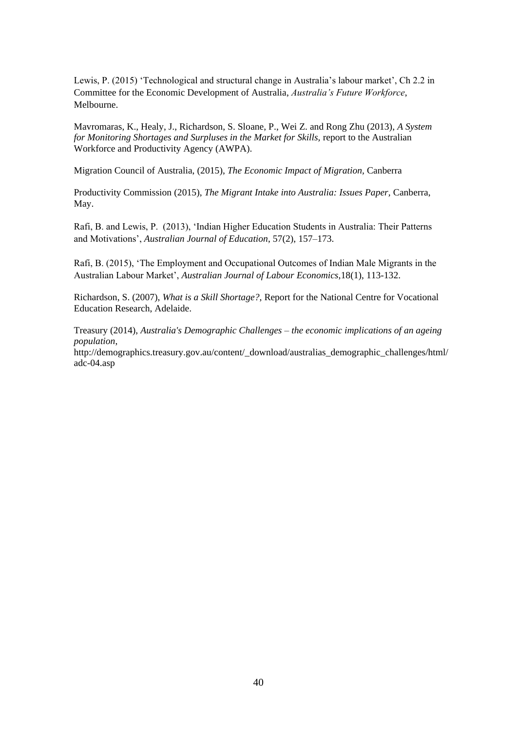Lewis, P. (2015) 'Technological and structural change in Australia's labour market', Ch 2.2 in Committee for the Economic Development of Australia, *Australia's Future Workforce*, Melbourne.

Mavromaras, K., Healy, J., Richardson, S. Sloane, P., Wei Z. and Rong Zhu (2013), *A System for Monitoring Shortages and Surpluses in the Market for Skills*, report to the Australian Workforce and Productivity Agency (AWPA).

Migration Council of Australia, (2015), *The Economic Impact of Migration*, Canberra

Productivity Commission (2015), *The Migrant Intake into Australia: Issues Paper*, Canberra, May.

Rafi, B. and Lewis, P. (2013), 'Indian Higher Education Students in Australia: Their Patterns and Motivations', *Australian Journal of Education*, 57(2), 157–173.

Rafi, B. (2015), 'The Employment and Occupational Outcomes of Indian Male Migrants in the Australian Labour Market', *Australian Journal of Labour Economics*,18(1), 113-132.

Richardson, S. (2007), *What is a Skill Shortage?*, Report for the National Centre for Vocational Education Research, Adelaide.

Treasury (2014), *Australia's Demographic Challenges – the economic implications of an ageing population*, http://demographics.treasury.gov.au/content/_download/australias_demographic_challenges/html/adc-04.asp